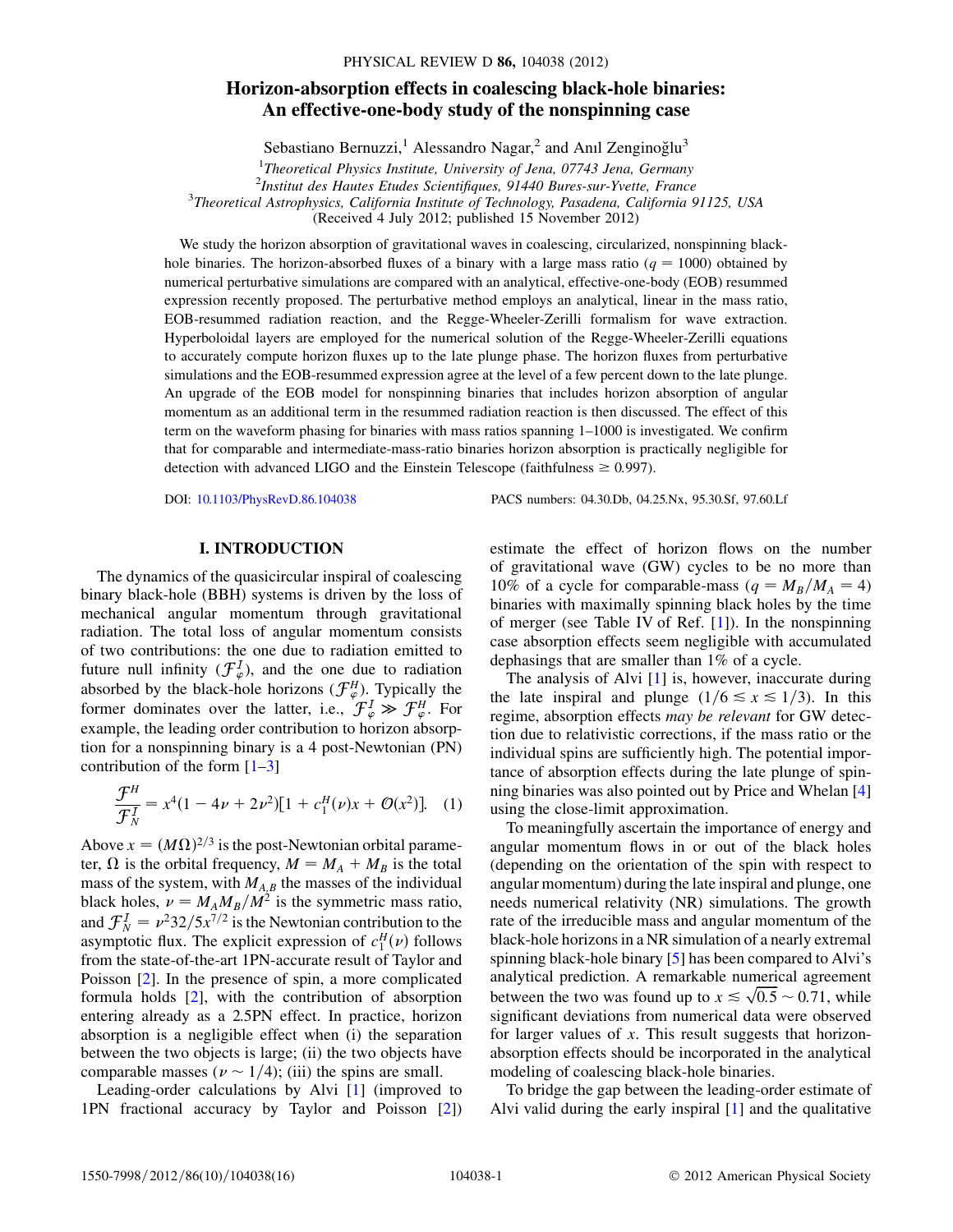# Horizon-absorption effects in coalescing black-hole binaries: An effective-one-body study of the nonspinning case

Sebastiano Bernuzzi,[1] Alessandro Nagar,[2] and Anıl Zenginoğlu[3]

[1]*Theoretical Physics Institute, University of Jena, 07743 Jena, Germany*
[2]*Institut des Hautes Etudes Scientifiques, 91440 Bures-sur-Yvette, France*
[3]*Theoretical Astrophysics, California Institute of Technology, Pasadena, California 91125, USA*
(Received 4 July 2012; published 15 November 2012)

We study the horizon absorption of gravitational waves in coalescing, circularized, nonspinning black-hole binaries. The horizon-absorbed fluxes of a binary with a large mass ratio ($q = 1000$) obtained by numerical perturbative simulations are compared with an analytical, effective-one-body (EOB) resummed expression recently proposed. The perturbative method employs an analytical, linear in the mass ratio, EOB-resummed radiation reaction, and the Regge-Wheeler-Zerilli formalism for wave extraction. Hyperboloidal layers are employed for the numerical solution of the Regge-Wheeler-Zerilli equations to accurately compute horizon fluxes up to the late plunge phase. The horizon fluxes from perturbative simulations and the EOB-resummed expression agree at the level of a few percent down to the late plunge. An upgrade of the EOB model for nonspinning binaries that includes horizon absorption of angular momentum as an additional term in the resummed radiation reaction is then discussed. The effect of this term on the waveform phasing for binaries with mass ratios spanning 1–1000 is investigated. We confirm that for comparable and intermediate-mass-ratio binaries horizon absorption is practically negligible for detection with advanced LIGO and the Einstein Telescope (faithfulness $\geq 0.997$).

DOI: 10.1103/PhysRevD.86.104038 PACS numbers: 04.30.Db, 04.25.Nx, 95.30.Sf, 97.60.Lf

## I. INTRODUCTION

The dynamics of the quasicircular inspiral of coalescing binary black-hole (BBH) systems is driven by the loss of mechanical angular momentum through gravitational radiation. The total loss of angular momentum consists of two contributions: the one due to radiation emitted to future null infinity ($\mathcal{F}_\varphi^I$), and the one due to radiation absorbed by the black-hole horizons ($\mathcal{F}_\varphi^H$). Typically the former dominates over the latter, i.e., $\mathcal{F}_\varphi^I \gg \mathcal{F}_\varphi^H$. For example, the leading order contribution to horizon absorption for a nonspinning binary is a 4 post-Newtonian (PN) contribution of the form [1–3]

$$\frac{\mathcal{F}^H}{\mathcal{F}_N^I} = x^4(1 - 4\nu + 2\nu^2)[1 + c_1^H(\nu)x + \mathcal{O}(x^2)]. \quad (1)$$

Above $x = (M\Omega)^{2/3}$ is the post-Newtonian orbital parameter, $\Omega$ is the orbital frequency, $M = M_A + M_B$ is the total mass of the system, with $M_{A,B}$ the masses of the individual black holes, $\nu = M_A M_B/M^2$ is the symmetric mass ratio, and $\mathcal{F}_N^I = \nu^2 32/5 x^{7/2}$ is the Newtonian contribution to the asymptotic flux. The explicit expression of $c_1^H(\nu)$ follows from the state-of-the-art 1PN-accurate result of Taylor and Poisson [2]. In the presence of spin, a more complicated formula holds [2], with the contribution of absorption entering already as a 2.5PN effect. In practice, horizon absorption is a negligible effect when (i) the separation between the two objects is large; (ii) the two objects have comparable masses ($\nu \sim 1/4$); (iii) the spins are small.

Leading-order calculations by Alvi [1] (improved to 1PN fractional accuracy by Taylor and Poisson [2]) estimate the effect of horizon flows on the number of gravitational wave (GW) cycles to be no more than 10% of a cycle for comparable-mass ($q = M_B/M_A = 4$) binaries with maximally spinning black holes by the time of merger (see Table IV of Ref. [1]). In the nonspinning case absorption effects seem negligible with accumulated dephasings that are smaller than 1% of a cycle.

The analysis of Alvi [1] is, however, inaccurate during the late inspiral and plunge ($1/6 \lesssim x \lesssim 1/3$). In this regime, absorption effects *may be relevant* for GW detection due to relativistic corrections, if the mass ratio or the individual spins are sufficiently high. The potential importance of absorption effects during the late plunge of spinning binaries was also pointed out by Price and Whelan [4] using the close-limit approximation.

To meaningfully ascertain the importance of energy and angular momentum flows in or out of the black holes (depending on the orientation of the spin with respect to angular momentum) during the late inspiral and plunge, one needs numerical relativity (NR) simulations. The growth rate of the irreducible mass and angular momentum of the black-hole horizons in a NR simulation of a nearly extremal spinning black-hole binary [5] has been compared to Alvi's analytical prediction. A remarkable numerical agreement between the two was found up to $x \lesssim \sqrt{0.5} \sim 0.71$, while significant deviations from numerical data were observed for larger values of $x$. This result suggests that horizon-absorption effects should be incorporated in the analytical modeling of coalescing black-hole binaries.

To bridge the gap between the leading-order estimate of Alvi valid during the early inspiral [1] and the qualitative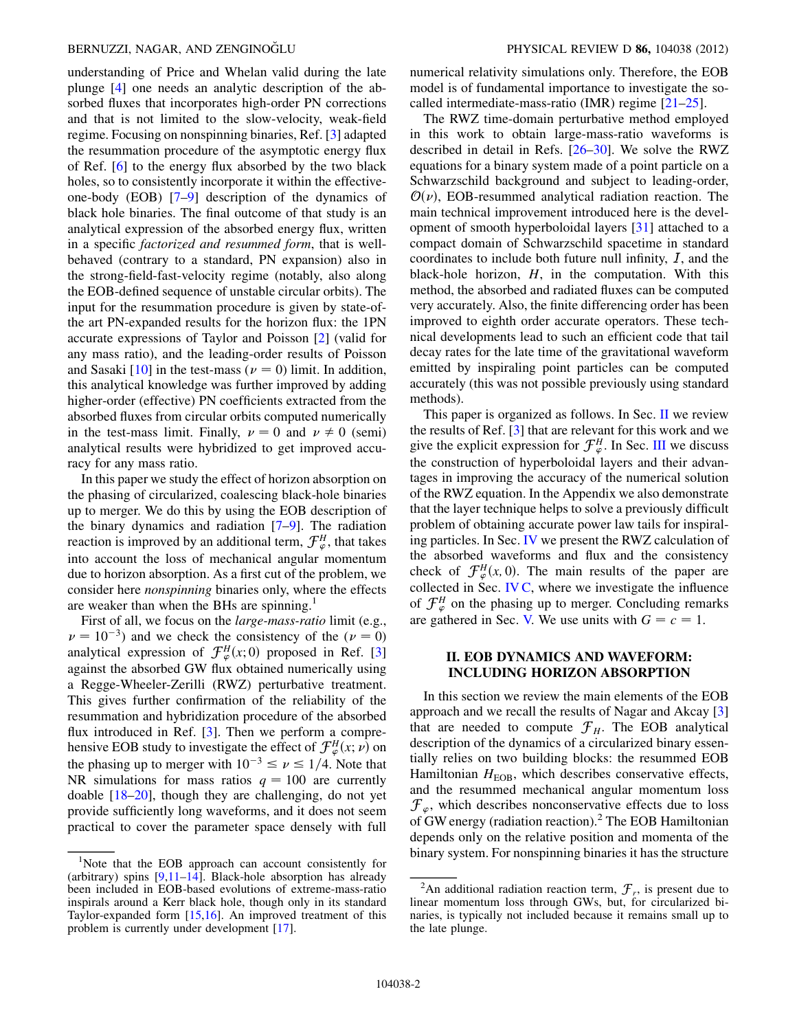understanding of Price and Whelan valid during the late plunge [4] one needs an analytic description of the absorbed fluxes that incorporates high-order PN corrections and that is not limited to the slow-velocity, weak-field regime. Focusing on nonspinning binaries, Ref. [3] adapted the resummation procedure of the asymptotic energy flux of Ref. [6] to the energy flux absorbed by the two black holes, so to consistently incorporate it within the effective-one-body (EOB) [7–9] description of the dynamics of black hole binaries. The final outcome of that study is an analytical expression of the absorbed energy flux, written in a specific *factorized and resummed form*, that is well-behaved (contrary to a standard, PN expansion) also in the strong-field-fast-velocity regime (notably, also along the EOB-defined sequence of unstable circular orbits). The input for the resummation procedure is given by state-of-the art PN-expanded results for the horizon flux: the 1PN accurate expressions of Taylor and Poisson [2] (valid for any mass ratio), and the leading-order results of Poisson and Sasaki [10] in the test-mass ($\nu = 0$) limit. In addition, this analytical knowledge was further improved by adding higher-order (effective) PN coefficients extracted from the absorbed fluxes from circular orbits computed numerically in the test-mass limit. Finally, $\nu = 0$ and $\nu \neq 0$ (semi) analytical results were hybridized to get improved accuracy for any mass ratio.

In this paper we study the effect of horizon absorption on the phasing of circularized, coalescing black-hole binaries up to merger. We do this by using the EOB description of the binary dynamics and radiation [7–9]. The radiation reaction is improved by an additional term, $\mathcal{F}^H_\varphi$, that takes into account the loss of mechanical angular momentum due to horizon absorption. As a first cut of the problem, we consider here *nonspinning* binaries only, where the effects are weaker than when the BHs are spinning.[1]

First of all, we focus on the *large-mass-ratio* limit (e.g., $\nu = 10^{-3}$) and we check the consistency of the ($\nu = 0$) analytical expression of $\mathcal{F}^H_\varphi(x;0)$ proposed in Ref. [3] against the absorbed GW flux obtained numerically using a Regge-Wheeler-Zerilli (RWZ) perturbative treatment. This gives further confirmation of the reliability of the resummation and hybridization procedure of the absorbed flux introduced in Ref. [3]. Then we perform a comprehensive EOB study to investigate the effect of $\mathcal{F}^H_\varphi(x;\nu)$ on the phasing up to merger with $10^{-3} \leq \nu \leq 1/4$. Note that NR simulations for mass ratios $q = 100$ are currently doable [18–20], though they are challenging, do not yet provide sufficiently long waveforms, and it does not seem practical to cover the parameter space densely with full numerical relativity simulations only. Therefore, the EOB model is of fundamental importance to investigate the so-called intermediate-mass-ratio (IMR) regime [21–25].

The RWZ time-domain perturbative method employed in this work to obtain large-mass-ratio waveforms is described in detail in Refs. [26–30]. We solve the RWZ equations for a binary system made of a point particle on a Schwarzschild background and subject to leading-order, $\mathcal{O}(\nu)$, EOB-resummed analytical radiation reaction. The main technical improvement introduced here is the development of smooth hyperboloidal layers [31] attached to a compact domain of Schwarzschild spacetime in standard coordinates to include both future null infinity, $\mathcal{I}$, and the black-hole horizon, $H$, in the computation. With this method, the absorbed and radiated fluxes can be computed very accurately. Also, the finite differencing order has been improved to eighth order accurate operators. These technical developments lead to such an efficient code that tail decay rates for the late time of the gravitational waveform emitted by inspiraling point particles can be computed accurately (this was not possible previously using standard methods).

This paper is organized as follows. In Sec. II we review the results of Ref. [3] that are relevant for this work and we give the explicit expression for $\mathcal{F}^H_\varphi$. In Sec. III we discuss the construction of hyperboloidal layers and their advantages in improving the accuracy of the numerical solution of the RWZ equation. In the Appendix we also demonstrate that the layer technique helps to solve a previously difficult problem of obtaining accurate power law tails for inspiraling particles. In Sec. IV we present the RWZ calculation of the absorbed waveforms and flux and the consistency check of $\mathcal{F}^H_\varphi(x, 0)$. The main results of the paper are collected in Sec. IV C, where we investigate the influence of $\mathcal{F}^H_\varphi$ on the phasing up to merger. Concluding remarks are gathered in Sec. V. We use units with $G = c = 1$.

## II. EOB DYNAMICS AND WAVEFORM: INCLUDING HORIZON ABSORPTION

In this section we review the main elements of the EOB approach and we recall the results of Nagar and Akcay [3] that are needed to compute $\mathcal{F}_H$. The EOB analytical description of the dynamics of a circularized binary essentially relies on two building blocks: the resummed EOB Hamiltonian $H_{\rm EOB}$, which describes conservative effects, and the resummed mechanical angular momentum loss $\mathcal{F}_\varphi$, which describes nonconservative effects due to loss of GW energy (radiation reaction).[2] The EOB Hamiltonian depends only on the relative position and momenta of the binary system. For nonspinning binaries it has the structure

[1] Note that the EOB approach can account consistently for (arbitrary) spins [9,11–14]. Black-hole absorption has already been included in EOB-based evolutions of extreme-mass-ratio inspirals around a Kerr black hole, though only in its standard Taylor-expanded form [15,16]. An improved treatment of this problem is currently under development [17].

[2] An additional radiation reaction term, $\mathcal{F}_r$, is present due to linear momentum loss through GWs, but, for circularized binaries, is typically not included because it remains small up to the late plunge.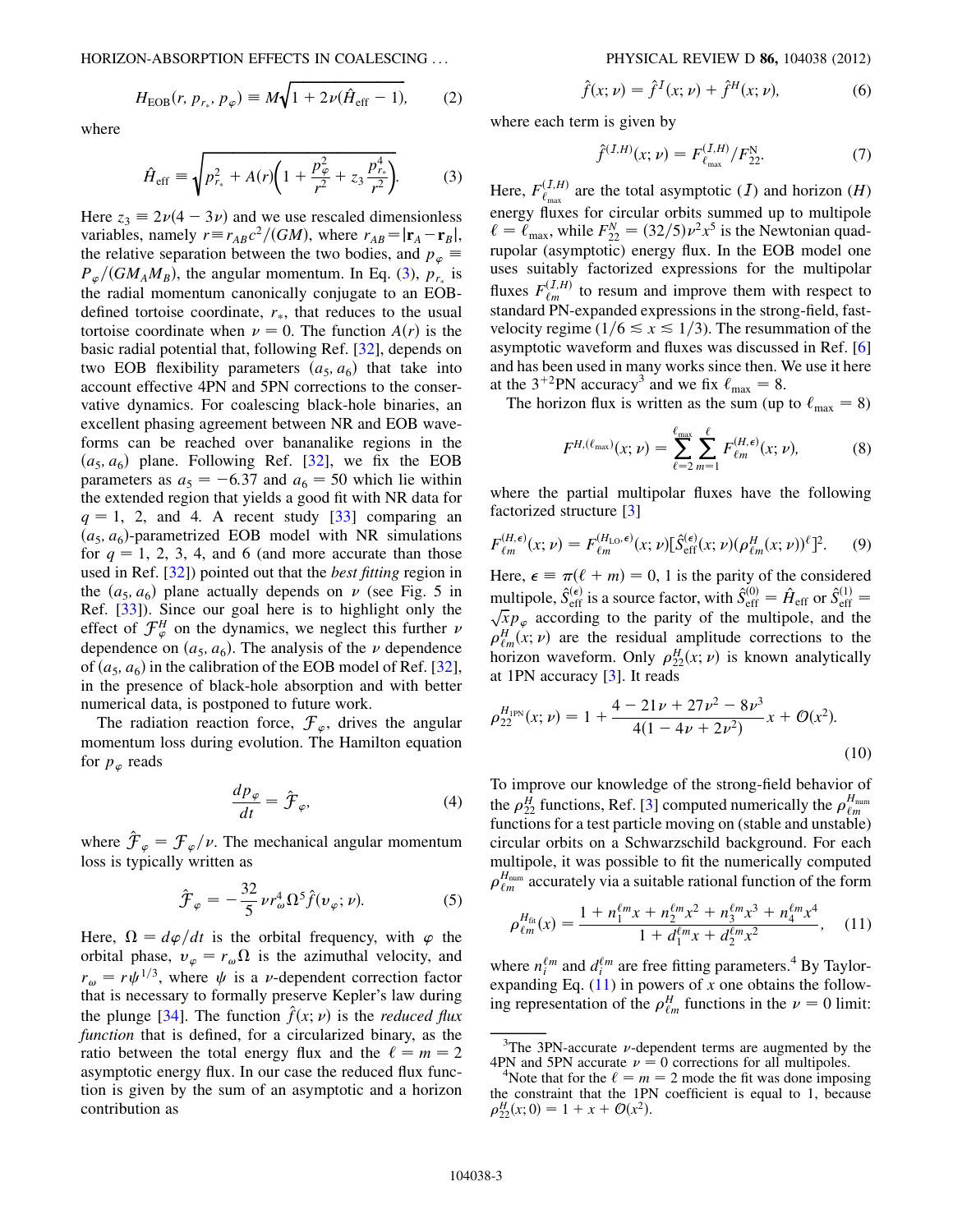$$H_{\rm EOB}(r, p_{r_*}, p_\varphi) \equiv M\sqrt{1 + 2\nu(\hat{H}_{\rm eff} - 1)}, \quad (2)$$

where

$$\hat{H}_{\rm eff} \equiv \sqrt{p_{r_*}^2 + A(r)\left(1 + \frac{p_\varphi^2}{r^2} + z_3\frac{p_{r_*}^4}{r^2}\right)}. \quad (3)$$

Here $z_3 \equiv 2\nu(4 - 3\nu)$ and we use rescaled dimensionless variables, namely $r \equiv r_{AB}c^2/(GM)$, where $r_{AB} = |\mathbf{r}_A - \mathbf{r}_B|$, the relative separation between the two bodies, and $p_\varphi \equiv P_\varphi/(GM_AM_B)$, the angular momentum. In Eq. (3), $p_{r_*}$ is the radial momentum canonically conjugate to an EOB-defined tortoise coordinate, $r_*$, that reduces to the usual tortoise coordinate when $\nu = 0$. The function $A(r)$ is the basic radial potential that, following Ref. [32], depends on two EOB flexibility parameters $(a_5, a_6)$ that take into account effective 4PN and 5PN corrections to the conservative dynamics. For coalescing black-hole binaries, an excellent phasing agreement between NR and EOB waveforms can be reached over bananalike regions in the $(a_5, a_6)$ plane. Following Ref. [32], we fix the EOB parameters as $a_5 = -6.37$ and $a_6 = 50$ which lie within the extended region that yields a good fit with NR data for $q = 1$, 2, and 4. A recent study [33] comparing an $(a_5, a_6)$-parametrized EOB model with NR simulations for $q = 1$, 2, 3, 4, and 6 (and more accurate than those used in Ref. [32]) pointed out that the *best fitting* region in the $(a_5, a_6)$ plane actually depends on $\nu$ (see Fig. 5 in Ref. [33]). Since our goal here is to highlight only the effect of $\mathcal{F}_\varphi^H$ on the dynamics, we neglect this further $\nu$ dependence on $(a_5, a_6)$. The analysis of the $\nu$ dependence of $(a_5, a_6)$ in the calibration of the EOB model of Ref. [32], in the presence of black-hole absorption and with better numerical data, is postponed to future work.

The radiation reaction force, $\mathcal{F}_\varphi$, drives the angular momentum loss during evolution. The Hamilton equation for $p_\varphi$ reads

$$\frac{dp_\varphi}{dt} = \hat{\mathcal{F}}_\varphi, \quad (4)$$

where $\hat{\mathcal{F}}_\varphi = \mathcal{F}_\varphi/\nu$. The mechanical angular momentum loss is typically written as

$$\hat{\mathcal{F}}_\varphi = -\frac{32}{5}\nu r_\omega^4\Omega^5\hat{f}(v_\varphi;\nu). \quad (5)$$

Here, $\Omega = d\varphi/dt$ is the orbital frequency, with $\varphi$ the orbital phase, $v_\varphi = r_\omega\Omega$ is the azimuthal velocity, and $r_\omega = r\psi^{1/3}$, where $\psi$ is a $\nu$-dependent correction factor that is necessary to formally preserve Kepler's law during the plunge [34]. The function $\hat{f}(x;\nu)$ is the *reduced flux function* that is defined, for a circularized binary, as the ratio between the total energy flux and the $\ell = m = 2$ asymptotic energy flux. In our case the reduced flux function is given by the sum of an asymptotic and a horizon contribution as

$$\hat{f}(x;\nu) = \hat{f}^{\mathcal{I}}(x;\nu) + \hat{f}^H(x;\nu), \quad (6)$$

where each term is given by

$$\hat{f}^{(\mathcal{I},H)}(x;\nu) = F^{(\mathcal{I},H)}_{\ell_{\max}}/F^{\rm N}_{22}. \quad (7)$$

Here, $F^{(\mathcal{I},H)}_{\ell_{\max}}$ are the total asymptotic ($\mathcal{I}$) and horizon ($H$) energy fluxes for circular orbits summed up to multipole $\ell = \ell_{\max}$, while $F_{22}^N = (32/5)\nu^2x^5$ is the Newtonian quadrupolar (asymptotic) energy flux. In the EOB model one uses suitably factorized expressions for the multipolar fluxes $F^{(\mathcal{I},H)}_{\ell m}$ to resum and improve them with respect to standard PN-expanded expressions in the strong-field, fast-velocity regime ($1/6 \lesssim x \lesssim 1/3$). The resummation of the asymptotic waveform and fluxes was discussed in Ref. [6] and has been used in many works since then. We use it here at the $3^{+2}$PN accuracy[3] and we fix $\ell_{\max} = 8$.

The horizon flux is written as the sum (up to $\ell_{\max} = 8$)

$$F^{H,(\ell_{\max})}(x;\nu) = \sum_{\ell=2}^{\ell_{\max}}\sum_{m=1}^{\ell} F^{(H,\epsilon)}_{\ell m}(x;\nu), \quad (8)$$

where the partial multipolar fluxes have the following factorized structure [3]

$$F^{(H,\epsilon)}_{\ell m}(x;\nu) = F^{(H_{\rm LO},\epsilon)}_{\ell m}(x;\nu)[\hat{S}^{(\epsilon)}_{\rm eff}(x;\nu)(\rho^H_{\ell m}(x;\nu))^\ell]^2. \quad (9)$$

Here, $\epsilon \equiv \pi(\ell + m) = 0, 1$ is the parity of the considered multipole, $\hat{S}^{(\epsilon)}_{\rm eff}$ is a source factor, with $\hat{S}^{(0)}_{\rm eff} = \hat{H}_{\rm eff}$ or $\hat{S}^{(1)}_{\rm eff} = \sqrt{x}p_\varphi$ according to the parity of the multipole, and the $\rho^H_{\ell m}(x;\nu)$ are the residual amplitude corrections to the horizon waveform. Only $\rho^H_{22}(x;\nu)$ is known analytically at 1PN accuracy [3]. It reads

$$\rho^{H_{\rm 1PN}}_{22}(x;\nu) = 1 + \frac{4 - 21\nu + 27\nu^2 - 8\nu^3}{4(1 - 4\nu + 2\nu^2)}x + \mathcal{O}(x^2). \quad (10)$$

To improve our knowledge of the strong-field behavior of the $\rho^H_{22}$ functions, Ref. [3] computed numerically the $\rho^{H_{\rm num}}_{\ell m}$ functions for a test particle moving on (stable and unstable) circular orbits on a Schwarzschild background. For each multipole, it was possible to fit the numerically computed $\rho^{H_{\rm num}}_{\ell m}$ accurately via a suitable rational function of the form

$$\rho^{H_{\rm fit}}_{\ell m}(x) = \frac{1 + n_1^{\ell m}x + n_2^{\ell m}x^2 + n_3^{\ell m}x^3 + n_4^{\ell m}x^4}{1 + d_1^{\ell m}x + d_2^{\ell m}x^2}, \quad (11)$$

where $n_i^{\ell m}$ and $d_i^{\ell m}$ are free fitting parameters.[4] By Taylor-expanding Eq. (11) in powers of $x$ one obtains the following representation of the $\rho^H_{\ell m}$ functions in the $\nu = 0$ limit:

---

[3] The 3PN-accurate $\nu$-dependent terms are augmented by the 4PN and 5PN accurate $\nu = 0$ corrections for all multipoles.

[4] Note that for the $\ell = m = 2$ mode the fit was done imposing the constraint that the 1PN coefficient is equal to 1, because $\rho^H_{22}(x;0) = 1 + x + \mathcal{O}(x^2)$.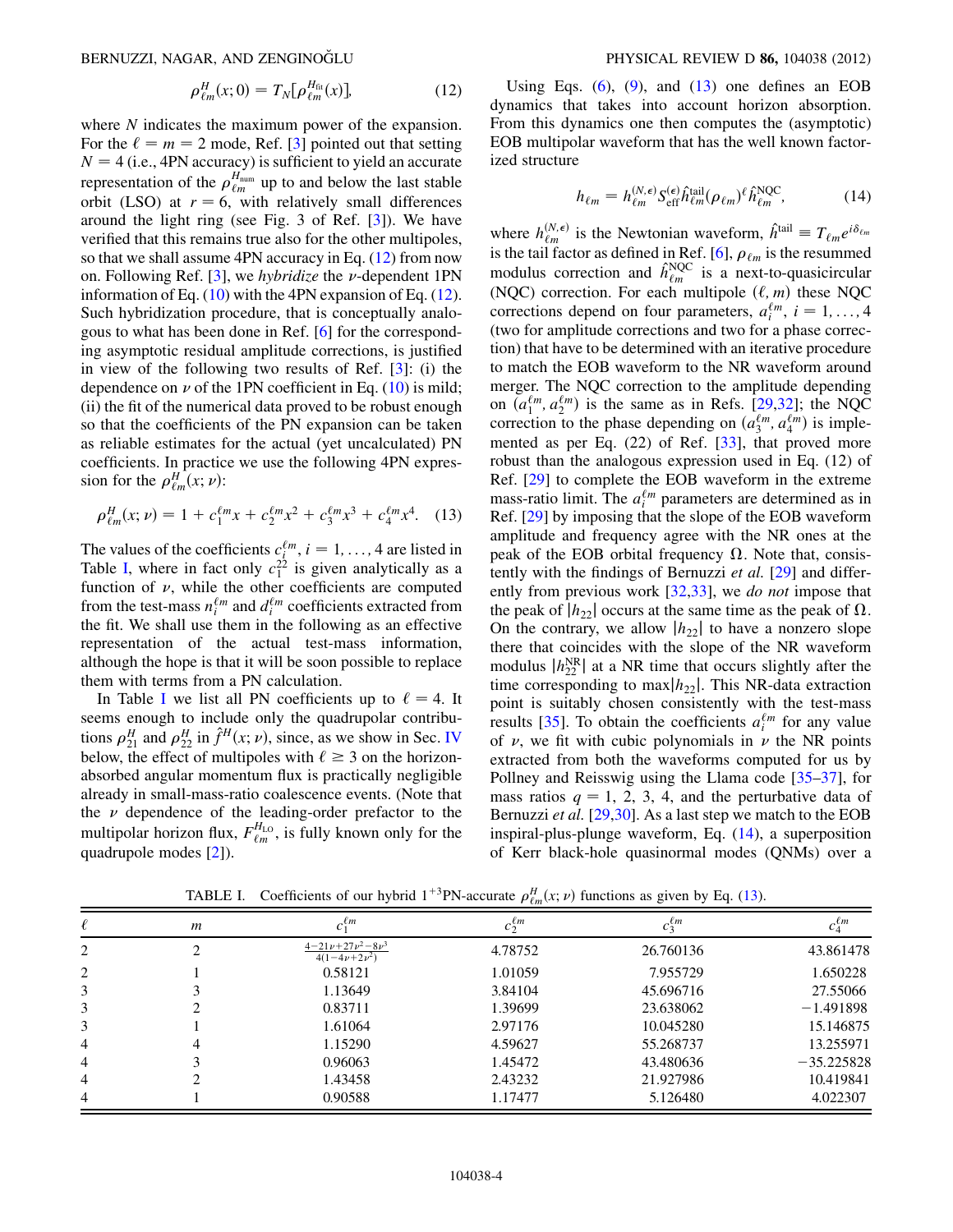$$\rho^H_{\ell m}(x;0) = T_N[\rho^{H_{\rm fit}}_{\ell m}(x)], \tag{12}$$

where $N$ indicates the maximum power of the expansion. For the $\ell = m = 2$ mode, Ref. [3] pointed out that setting $N = 4$ (i.e., 4PN accuracy) is sufficient to yield an accurate representation of the $\rho^{H_{\rm num}}_{\ell m}$ up to and below the last stable orbit (LSO) at $r = 6$, with relatively small differences around the light ring (see Fig. 3 of Ref. [3]). We have verified that this remains true also for the other multipoles, so that we shall assume 4PN accuracy in Eq. (12) from now on. Following Ref. [3], we *hybridize* the $\nu$-dependent 1PN information of Eq. (10) with the 4PN expansion of Eq. (12). Such hybridization procedure, that is conceptually analogous to what has been done in Ref. [6] for the corresponding asymptotic residual amplitude corrections, is justified in view of the following two results of Ref. [3]: (i) the dependence on $\nu$ of the 1PN coefficient in Eq. (10) is mild; (ii) the fit of the numerical data proved to be robust enough so that the coefficients of the PN expansion can be taken as reliable estimates for the actual (yet uncalculated) PN coefficients. In practice we use the following 4PN expression for the $\rho^H_{\ell m}(x;\nu)$:

$$\rho^H_{\ell m}(x;\nu) = 1 + c_1^{\ell m}x + c_2^{\ell m}x^2 + c_3^{\ell m}x^3 + c_4^{\ell m}x^4. \tag{13}$$

The values of the coefficients $c_i^{\ell m}$, $i = 1,\ldots,4$ are listed in Table I, where in fact only $c_1^{22}$ is given analytically as a function of $\nu$, while the other coefficients are computed from the test-mass $n_i^{\ell m}$ and $d_i^{\ell m}$ coefficients extracted from the fit. We shall use them in the following as an effective representation of the actual test-mass information, although the hope is that it will be soon possible to replace them with terms from a PN calculation.

In Table I we list all PN coefficients up to $\ell = 4$. It seems enough to include only the quadrupolar contributions $\rho^H_{21}$ and $\rho^H_{22}$ in $\hat{f}^H(x;\nu)$, since, as we show in Sec. IV below, the effect of multipoles with $\ell \geq 3$ on the horizon-absorbed angular momentum flux is practically negligible already in small-mass-ratio coalescence events. (Note that the $\nu$ dependence of the leading-order prefactor to the multipolar horizon flux, $F^{H_{\rm LO}}_{\ell m}$, is fully known only for the quadrupole modes [2]).

Using Eqs. (6), (9), and (13) one defines an EOB dynamics that takes into account horizon absorption. From this dynamics one then computes the (asymptotic) EOB multipolar waveform that has the well known factorized structure

$$h_{\ell m} = h^{(N,\epsilon)}_{\ell m} S^{(\epsilon)}_{\rm eff} \hat{h}^{\rm tail}_{\ell m} (\rho_{\ell m})^\ell \hat{h}^{\rm NQC}_{\ell m}, \tag{14}$$

where $h^{(N,\epsilon)}_{\ell m}$ is the Newtonian waveform, $\hat{h}^{\rm tail} \equiv T_{\ell m} e^{i\delta_{\ell m}}$ is the tail factor as defined in Ref. [6], $\rho_{\ell m}$ is the resummed modulus correction and $\hat{h}^{\rm NQC}_{\ell m}$ is a next-to-quasicircular (NQC) correction. For each multipole $(\ell, m)$ these NQC corrections depend on four parameters, $a_i^{\ell m}$, $i = 1,\ldots,4$ (two for amplitude corrections and two for a phase correction) that have to be determined with an iterative procedure to match the EOB waveform to the NR waveform around merger. The NQC correction to the amplitude depending on $(a_1^{\ell m}, a_2^{\ell m})$ is the same as in Refs. [29,32]; the NQC correction to the phase depending on $(a_3^{\ell m}, a_4^{\ell m})$ is implemented as per Eq. (22) of Ref. [33], that proved more robust than the analogous expression used in Eq. (12) of Ref. [29] to complete the EOB waveform in the extreme mass-ratio limit. The $a_i^{\ell m}$ parameters are determined as in Ref. [29] by imposing that the slope of the EOB waveform amplitude and frequency agree with the NR ones at the peak of the EOB orbital frequency $\Omega$. Note that, consistently with the findings of Bernuzzi *et al.* [29] and differently from previous work [32,33], we *do not* impose that the peak of $|h_{22}|$ occurs at the same time as the peak of $\Omega$. On the contrary, we allow $|h_{22}|$ to have a nonzero slope there that coincides with the slope of the NR waveform modulus $|h^{\rm NR}_{22}|$ at a NR time that occurs slightly after the time corresponding to $\max|h_{22}|$. This NR-data extraction point is suitably chosen consistently with the test-mass results [35]. To obtain the coefficients $a_i^{\ell m}$ for any value of $\nu$, we fit with cubic polynomials in $\nu$ the NR points extracted from both the waveforms computed for us by Pollney and Reisswig using the Llama code [35–37], for mass ratios $q = 1$, 2, 3, 4, and the perturbative data of Bernuzzi *et al.* [29,30]. As a last step we match to the EOB inspiral-plus-plunge waveform, Eq. (14), a superposition of Kerr black-hole quasinormal modes (QNMs) over a

TABLE I. Coefficients of our hybrid $1^{+3}$PN-accurate $\rho^H_{\ell m}(x;\nu)$ functions as given by Eq. (13).

| $\ell$ | $m$ | $c_1^{\ell m}$ | $c_2^{\ell m}$ | $c_3^{\ell m}$ | $c_4^{\ell m}$ |
|---|---|---|---|---|---|
| 2 | 2 | $\frac{4-21\nu+27\nu^2-8\nu^3}{4(1-4\nu+2\nu^2)}$ | 4.78752 | 26.760136 | 43.861478 |
| 2 | 1 | 0.58121 | 1.01059 | 7.955729 | 1.650228 |
| 3 | 3 | 1.13649 | 3.84104 | 45.696716 | 27.55066 |
| 3 | 2 | 0.83711 | 1.39699 | 23.638062 | −1.491898 |
| 3 | 1 | 1.61064 | 2.97176 | 10.045280 | 15.146875 |
| 4 | 4 | 1.15290 | 4.59627 | 55.268737 | 13.255971 |
| 4 | 3 | 0.96063 | 1.45472 | 43.480636 | −35.225828 |
| 4 | 2 | 1.43458 | 2.43232 | 21.927986 | 10.419841 |
| 4 | 1 | 0.90588 | 1.17477 | 5.126480 | 4.022307 |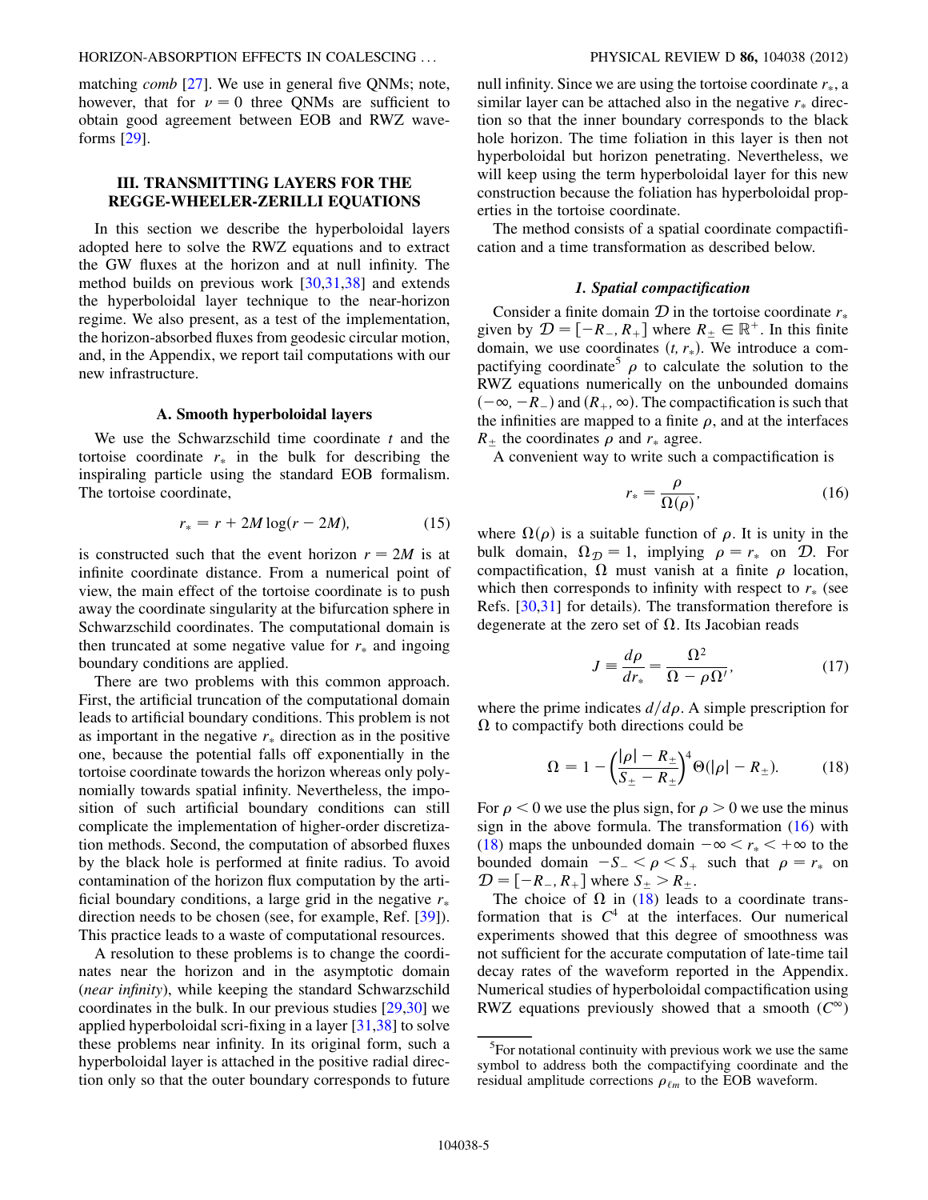matching *comb* [27]. We use in general five QNMs; note, however, that for $\nu = 0$ three QNMs are sufficient to obtain good agreement between EOB and RWZ waveforms [29].

## III. TRANSMITTING LAYERS FOR THE REGGE-WHEELER-ZERILLI EQUATIONS

In this section we describe the hyperboloidal layers adopted here to solve the RWZ equations and to extract the GW fluxes at the horizon and at null infinity. The method builds on previous work [30,31,38] and extends the hyperboloidal layer technique to the near-horizon regime. We also present, as a test of the implementation, the horizon-absorbed fluxes from geodesic circular motion, and, in the Appendix, we report tail computations with our new infrastructure.

### A. Smooth hyperboloidal layers

We use the Schwarzschild time coordinate $t$ and the tortoise coordinate $r_*$ in the bulk for describing the inspiraling particle using the standard EOB formalism. The tortoise coordinate,

$$r_* = r + 2M \log(r - 2M), \tag{15}$$

is constructed such that the event horizon $r = 2M$ is at infinite coordinate distance. From a numerical point of view, the main effect of the tortoise coordinate is to push away the coordinate singularity at the bifurcation sphere in Schwarzschild coordinates. The computational domain is then truncated at some negative value for $r_*$ and ingoing boundary conditions are applied.

There are two problems with this common approach. First, the artificial truncation of the computational domain leads to artificial boundary conditions. This problem is not as important in the negative $r_*$ direction as in the positive one, because the potential falls off exponentially in the tortoise coordinate towards the horizon whereas only polynomially towards spatial infinity. Nevertheless, the imposition of such artificial boundary conditions can still complicate the implementation of higher-order discretization methods. Second, the computation of absorbed fluxes by the black hole is performed at finite radius. To avoid contamination of the horizon flux computation by the artificial boundary conditions, a large grid in the negative $r_*$ direction needs to be chosen (see, for example, Ref. [39]). This practice leads to a waste of computational resources.

A resolution to these problems is to change the coordinates near the horizon and in the asymptotic domain (*near infinity*), while keeping the standard Schwarzschild coordinates in the bulk. In our previous studies [29,30] we applied hyperboloidal scri-fixing in a layer [31,38] to solve these problems near infinity. In its original form, such a hyperboloidal layer is attached in the positive radial direction only so that the outer boundary corresponds to future null infinity. Since we are using the tortoise coordinate $r_*$, a similar layer can be attached also in the negative $r_*$ direction so that the inner boundary corresponds to the black hole horizon. The time foliation in this layer is then not hyperboloidal but horizon penetrating. Nevertheless, we will keep using the term hyperboloidal layer for this new construction because the foliation has hyperboloidal properties in the tortoise coordinate.

The method consists of a spatial coordinate compactification and a time transformation as described below.

#### 1. Spatial compactification

Consider a finite domain $\mathcal{D}$ in the tortoise coordinate $r_*$ given by $\mathcal{D} = [-R_-, R_+]$ where $R_\pm \in \mathbb{R}^+$. In this finite domain, we use coordinates $(t, r_*)$. We introduce a compactifying coordinate[5] $\rho$ to calculate the solution to the RWZ equations numerically on the unbounded domains $(-\infty, -R_-)$ and $(R_+, \infty)$. The compactification is such that the infinities are mapped to a finite $\rho$, and at the interfaces $R_\pm$ the coordinates $\rho$ and $r_*$ agree.

A convenient way to write such a compactification is

$$r_* = \frac{\rho}{\Omega(\rho)}, \tag{16}$$

where $\Omega(\rho)$ is a suitable function of $\rho$. It is unity in the bulk domain, $\Omega_{\mathcal{D}} = 1$, implying $\rho = r_*$ on $\mathcal{D}$. For compactification, $\Omega$ must vanish at a finite $\rho$ location, which then corresponds to infinity with respect to $r_*$ (see Refs. [30,31] for details). The transformation therefore is degenerate at the zero set of $\Omega$. Its Jacobian reads

$$J \equiv \frac{d\rho}{dr_*} = \frac{\Omega^2}{\Omega - \rho\Omega'}, \tag{17}$$

where the prime indicates $d/d\rho$. A simple prescription for $\Omega$ to compactify both directions could be

$$\Omega = 1 - \left(\frac{|\rho| - R_\pm}{S_\pm - R_\pm}\right)^4 \Theta(|\rho| - R_\pm). \tag{18}$$

For $\rho < 0$ we use the plus sign, for $\rho > 0$ we use the minus sign in the above formula. The transformation (16) with (18) maps the unbounded domain $-\infty < r_* < +\infty$ to the bounded domain $-S_- < \rho < S_+$ such that $\rho = r_*$ on $\mathcal{D} = [-R_-, R_+]$ where $S_\pm > R_\pm$.

The choice of $\Omega$ in (18) leads to a coordinate transformation that is $C^4$ at the interfaces. Our numerical experiments showed that this degree of smoothness was not sufficient for the accurate computation of late-time tail decay rates of the waveform reported in the Appendix. Numerical studies of hyperboloidal compactification using RWZ equations previously showed that a smooth ($C^\infty$)

[5] For notational continuity with previous work we use the same symbol to address both the compactifying coordinate and the residual amplitude corrections $\rho_{\ell m}$ to the EOB waveform.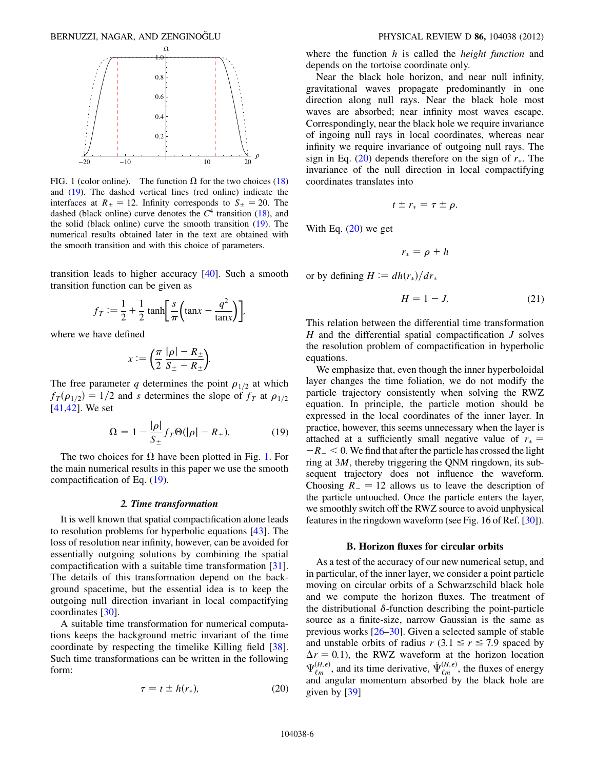Ω

1.0

0.8

0.6

0.4

0.2

−20

−10

10

20

ρ

FIG. 1 (color online). The function $\Omega$ for the two choices (18) and (19). The dashed vertical lines (red online) indicate the interfaces at $R_{\pm} = 12$. Infinity corresponds to $S_{\pm} = 20$. The dashed (black online) curve denotes the $C^4$ transition (18), and the solid (black online) curve the smooth transition (19). The numerical results obtained later in the text are obtained with the smooth transition and with this choice of parameters.

transition leads to higher accuracy [40]. Such a smooth transition function can be given as

$$f_T := \frac{1}{2} + \frac{1}{2}\tanh\left[\frac{s}{\pi}\left(\tan x - \frac{q^2}{\tan x}\right)\right],$$

where we have defined

$$x := \left(\frac{\pi}{2}\frac{|\rho| - R_{\pm}}{S_{\pm} - R_{\pm}}\right).$$

The free parameter $q$ determines the point $\rho_{1/2}$ at which $f_T(\rho_{1/2}) = 1/2$ and $s$ determines the slope of $f_T$ at $\rho_{1/2}$ [41,42]. We set

$$\Omega = 1 - \frac{|\rho|}{S_{\pm}} f_T \Theta(|\rho| - R_{\pm}). \tag{19}$$

The two choices for $\Omega$ have been plotted in Fig. 1. For the main numerical results in this paper we use the smooth compactification of Eq. (19).

#### 2. Time transformation

It is well known that spatial compactification alone leads to resolution problems for hyperbolic equations [43]. The loss of resolution near infinity, however, can be avoided for essentially outgoing solutions by combining the spatial compactification with a suitable time transformation [31]. The details of this transformation depend on the background spacetime, but the essential idea is to keep the outgoing null direction invariant in local compactifying coordinates [30].

A suitable time transformation for numerical computations keeps the background metric invariant of the time coordinate by respecting the timelike Killing field [38]. Such time transformations can be written in the following form:

$$\tau = t \pm h(r_*), \tag{20}$$

where the function $h$ is called the *height function* and depends on the tortoise coordinate only.

Near the black hole horizon, and near null infinity, gravitational waves propagate predominantly in one direction along null rays. Near the black hole most waves are absorbed; near infinity most waves escape. Correspondingly, near the black hole we require invariance of ingoing null rays in local coordinates, whereas near infinity we require invariance of outgoing null rays. The sign in Eq. (20) depends therefore on the sign of $r_*$. The invariance of the null direction in local compactifying coordinates translates into

$$t \pm r_* = \tau \pm \rho.$$

With Eq. (20) we get

$$r_* = \rho + h$$

or by defining $H := dh(r_*)/dr_*$

$$H = 1 - J. \tag{21}$$

This relation between the differential time transformation $H$ and the differential spatial compactification $J$ solves the resolution problem of compactification in hyperbolic equations.

We emphasize that, even though the inner hyperboloidal layer changes the time foliation, we do not modify the particle trajectory consistently when solving the RWZ equation. In principle, the particle motion should be expressed in the local coordinates of the inner layer. In practice, however, this seems unnecessary when the layer is attached at a sufficiently small negative value of $r_* = -R_- < 0$. We find that after the particle has crossed the light ring at $3M$, thereby triggering the QNM ringdown, its subsequent trajectory does not influence the waveform. Choosing $R_- = 12$ allows us to leave the description of the particle untouched. Once the particle enters the layer, we smoothly switch off the RWZ source to avoid unphysical features in the ringdown waveform (see Fig. 16 of Ref. [30]).

### B. Horizon fluxes for circular orbits

As a test of the accuracy of our new numerical setup, and in particular, of the inner layer, we consider a point particle moving on circular orbits of a Schwarzschild black hole and we compute the horizon fluxes. The treatment of the distributional $\delta$-function describing the point-particle source as a finite-size, narrow Gaussian is the same as previous works [26–30]. Given a selected sample of stable and unstable orbits of radius $r$ ($3.1 \leq r \leq 7.9$ spaced by $\Delta r = 0.1$), the RWZ waveform at the horizon location $\Psi^{(H,\epsilon)}_{\ell m}$, and its time derivative, $\dot{\Psi}^{(H,\epsilon)}_{\ell m}$, the fluxes of energy and angular momentum absorbed by the black hole are given by [39]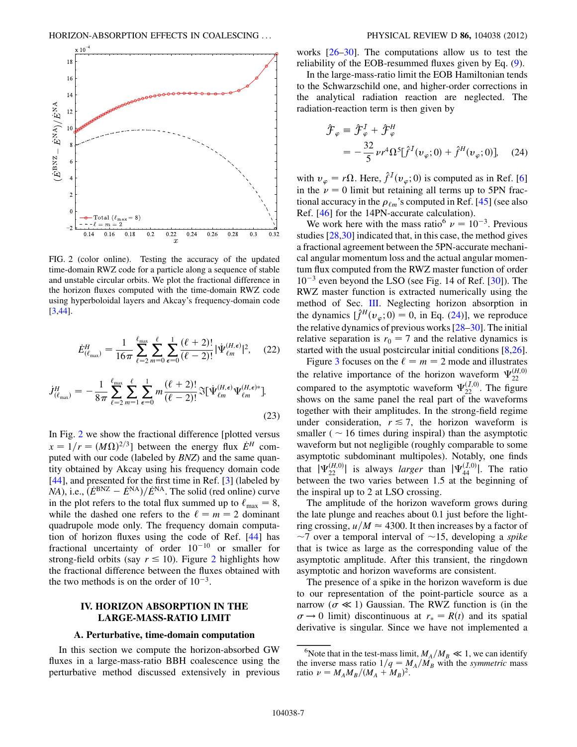x 10^-4

18

16

14

12

10

8

6

4

2

0

-2

$(\dot{E}^{\rm BNZ}-\dot{E}^{\rm NA})/\dot{E}^{\rm NA}$

0.14 0.16 0.18 0.2 0.22 0.24 0.26 0.28 0.3 0.32

$x$

Total ($\ell_{\rm max}=8$)

$\ell=m=2$

FIG. 2 (color online). Testing the accuracy of the updated time-domain RWZ code for a particle along a sequence of stable and unstable circular orbits. We plot the fractional difference in the horizon fluxes computed with the time-domain RWZ code using hyperboloidal layers and Akcay's frequency-domain code [3,44].

$$\dot{E}^H_{(\ell_{\rm max})} = \frac{1}{16\pi}\sum_{\ell=2}^{\ell_{\rm max}}\sum_{m=0}^{\ell}\sum_{\epsilon=0}^{1}\frac{(\ell+2)!}{(\ell-2)!}|\dot{\Psi}^{(H,\epsilon)}_{\ell m}|^2, \quad (22)$$

$$\dot{J}^H_{(\ell_{\rm max})} = -\frac{1}{8\pi}\sum_{\ell=2}^{\ell_{\rm max}}\sum_{m=1}^{\ell}\sum_{\epsilon=0}^{1} m\frac{(\ell+2)!}{(\ell-2)!}\Im[\dot{\Psi}^{(H,\epsilon)}_{\ell m}\Psi^{(H,\epsilon)*}_{\ell m}]. \quad (23)$$

In Fig. 2 we show the fractional difference [plotted versus $x=1/r=(M\Omega)^{2/3}$] between the energy flux $\dot{E}^H$ computed with our code (labeled by *BNZ*) and the same quantity obtained by Akcay using his frequency domain code [44], and presented for the first time in Ref. [3] (labeled by *NA*), i.e., $(\dot{E}^{\rm BNZ}-\dot{E}^{\rm NA})/\dot{E}^{\rm NA}$. The solid (red online) curve in the plot refers to the total flux summed up to $\ell_{\rm max}=8$, while the dashed one refers to the $\ell=m=2$ dominant quadrupole mode only. The frequency domain computation of horizon fluxes using the code of Ref. [44] has fractional uncertainty of order $10^{-10}$ or smaller for strong-field orbits (say $r\lesssim 10$). Figure 2 highlights how the fractional difference between the fluxes obtained with the two methods is on the order of $10^{-3}$.

## IV. HORIZON ABSORPTION IN THE LARGE-MASS-RATIO LIMIT

### A. Perturbative, time-domain computation

In this section we compute the horizon-absorbed GW fluxes in a large-mass-ratio BBH coalescence using the perturbative method discussed extensively in previous works [26–30]. The computations allow us to test the reliability of the EOB-resummed fluxes given by Eq. (9).

In the large-mass-ratio limit the EOB Hamiltonian tends to the Schwarzschild one, and higher-order corrections in the analytical radiation reaction are neglected. The radiation-reaction term is then given by

$$\hat{\mathcal{F}}_\varphi \equiv \hat{\mathcal{F}}^I_\varphi + \hat{\mathcal{F}}^H_\varphi = -\frac{32}{5}\nu r^4\Omega^5[\hat{f}^I(v_\varphi;0)+\hat{f}^H(v_\varphi;0)], \quad (24)$$

with $v_\varphi = r\Omega$. Here, $\hat{f}^I(v_\varphi;0)$ is computed as in Ref. [6] in the $\nu=0$ limit but retaining all terms up to 5PN fractional accuracy in the $\rho_{\ell m}$'s computed in Ref. [45] (see also Ref. [46] for the 14PN-accurate calculation).

We work here with the mass ratio[6] $\nu=10^{-3}$. Previous studies [28,30] indicated that, in this case, the method gives a fractional agreement between the 5PN-accurate mechanical angular momentum loss and the actual angular momentum flux computed from the RWZ master function of order $10^{-3}$ even beyond the LSO (see Fig. 14 of Ref. [30]). The RWZ master function is extracted numerically using the method of Sec. III. Neglecting horizon absorption in the dynamics [$\hat{f}^H(v_\varphi;0)=0$, in Eq. (24)], we reproduce the relative dynamics of previous works [28–30]. The initial relative separation is $r_0=7$ and the relative dynamics is started with the usual postcircular initial conditions [8,26].

Figure 3 focuses on the $\ell=m=2$ mode and illustrates the relative importance of the horizon waveform $\Psi^{(H,0)}_{22}$ compared to the asymptotic waveform $\Psi^{(I,0)}_{22}$. The figure shows on the same panel the real part of the waveforms together with their amplitudes. In the strong-field regime under consideration, $r\lesssim 7$, the horizon waveform is smaller ($\sim 16$ times during inspiral) than the asymptotic waveform but not negligible (roughly comparable to some asymptotic subdominant multipoles). Notably, one finds that $|\Psi^{(H,0)}_{22}|$ is always *larger* than $|\Psi^{(I,0)}_{44}|$. The ratio between the two varies between 1.5 at the beginning of the inspiral up to 2 at LSO crossing.

The amplitude of the horizon waveform grows during the late plunge and reaches about 0.1 just before the light-ring crossing, $u/M\approx 4300$. It then increases by a factor of $\sim$7 over a temporal interval of $\sim$15, developing a *spike* that is twice as large as the corresponding value of the asymptotic amplitude. After this transient, the ringdown asymptotic and horizon waveforms are consistent.

The presence of a spike in the horizon waveform is due to our representation of the point-particle source as a narrow ($\sigma \ll 1$) Gaussian. The RWZ function is (in the $\sigma\to 0$ limit) discontinuous at $r_*=R(t)$ and its spatial derivative is singular. Since we have not implemented a

[6] Note that in the test-mass limit, $M_A/M_B \ll 1$, we can identify the inverse mass ratio $1/q = M_A/M_B$ with the *symmetric* mass ratio $\nu = M_AM_B/(M_A+M_B)^2$.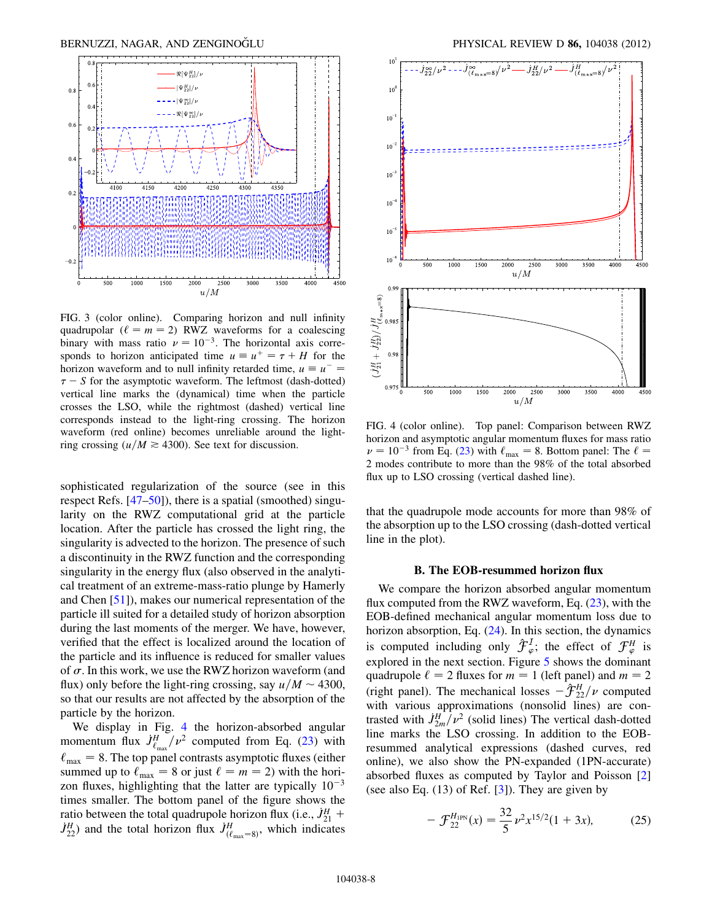4100 4150 4200 4250 4300 4350

$\Re[\Psi^H_{22}]/\nu$

$|\Psi^H_{22}|/\nu$

$|\Psi^\infty_{22}|/\nu$

$\Re[\Psi^\infty_{22}]/\nu$

$u/M$

FIG. 3 (color online). Comparing horizon and null infinity quadrupolar ($\ell = m = 2$) RWZ waveforms for a coalescing binary with mass ratio $\nu = 10^{-3}$. The horizontal axis corresponds to horizon anticipated time $u \equiv u^+ = \tau + H$ for the horizon waveform and to null infinity retarded time, $u \equiv u^- = \tau - S$ for the asymptotic waveform. The leftmost (dash-dotted) vertical line marks the (dynamical) time when the particle crosses the LSO, while the rightmost (dashed) vertical line corresponds instead to the light-ring crossing. The horizon waveform (red online) becomes unreliable around the light-ring crossing ($u/M \gtrsim 4300$). See text for discussion.

$\dot{J}^\infty_{22}/\nu^2$ $\dot{J}^\infty_{(\ell_{\rm max}=8)}/\nu^2$ $\dot{J}^H_{22}/\nu^2$ $\dot{J}^H_{(\ell_{\rm max}=8)}/\nu^2$

$u/M$

$(\dot{J}^H_{21}+\dot{J}^H_{22})/\dot{J}^H_{(\ell_{\rm max}=8)}$

$u/M$

FIG. 4 (color online). Top panel: Comparison between RWZ horizon and asymptotic angular momentum fluxes for mass ratio $\nu = 10^{-3}$ from Eq. (23) with $\ell_{\rm max} = 8$. Bottom panel: The $\ell = 2$ modes contribute to more than the 98% of the total absorbed flux up to LSO crossing (vertical dashed line).

sophisticated regularization of the source (see in this respect Refs. [47–50]), there is a spatial (smoothed) singularity on the RWZ computational grid at the particle location. After the particle has crossed the light ring, the singularity is advected to the horizon. The presence of such a discontinuity in the RWZ function and the corresponding singularity in the energy flux (also observed in the analytical treatment of an extreme-mass-ratio plunge by Hamerly and Chen [51]), makes our numerical representation of the particle ill suited for a detailed study of horizon absorption during the last moments of the merger. We have, however, verified that the effect is localized around the location of the particle and its influence is reduced for smaller values of $\sigma$. In this work, we use the RWZ horizon waveform (and flux) only before the light-ring crossing, say $u/M \sim 4300$, so that our results are not affected by the absorption of the particle by the horizon.

We display in Fig. 4 the horizon-absorbed angular momentum flux $\dot{J}^H_{\ell_{\rm max}}/\nu^2$ computed from Eq. (23) with $\ell_{\rm max} = 8$. The top panel contrasts asymptotic fluxes (either summed up to $\ell_{\rm max} = 8$ or just $\ell = m = 2$) with the horizon fluxes, highlighting that the latter are typically $10^{-3}$ times smaller. The bottom panel of the figure shows the ratio between the total quadrupole horizon flux (i.e., $\dot{J}^H_{21} + \dot{J}^H_{22}$) and the total horizon flux $\dot{J}^H_{(\ell_{\rm max}=8)}$, which indicates that the quadrupole mode accounts for more than 98% of the absorption up to the LSO crossing (dash-dotted vertical line in the plot).

### B. The EOB-resummed horizon flux

We compare the horizon absorbed angular momentum flux computed from the RWZ waveform, Eq. (23), with the EOB-defined mechanical angular momentum loss due to horizon absorption, Eq. (24). In this section, the dynamics is computed including only $\hat{\mathcal{F}}^I_\varphi$; the effect of $\mathcal{F}^H_\varphi$ is explored in the next section. Figure 5 shows the dominant quadrupole $\ell = 2$ fluxes for $m = 1$ (left panel) and $m = 2$ (right panel). The mechanical losses $-\hat{\mathcal{F}}^H_{22}/\nu$ computed with various approximations (nonsolid lines) are contrasted with $\dot{J}^H_{2m}/\nu^2$ (solid lines) The vertical dash-dotted line marks the LSO crossing. In addition to the EOB-resummed analytical expressions (dashed curves, red online), we also show the PN-expanded (1PN-accurate) absorbed fluxes as computed by Taylor and Poisson [2] (see also Eq. (13) of Ref. [3]). They are given by

$$-\mathcal{F}^{H_{\rm 1PN}}_{22}(x) = \frac{32}{5}\nu^2 x^{15/2}(1 + 3x), \tag{25}$$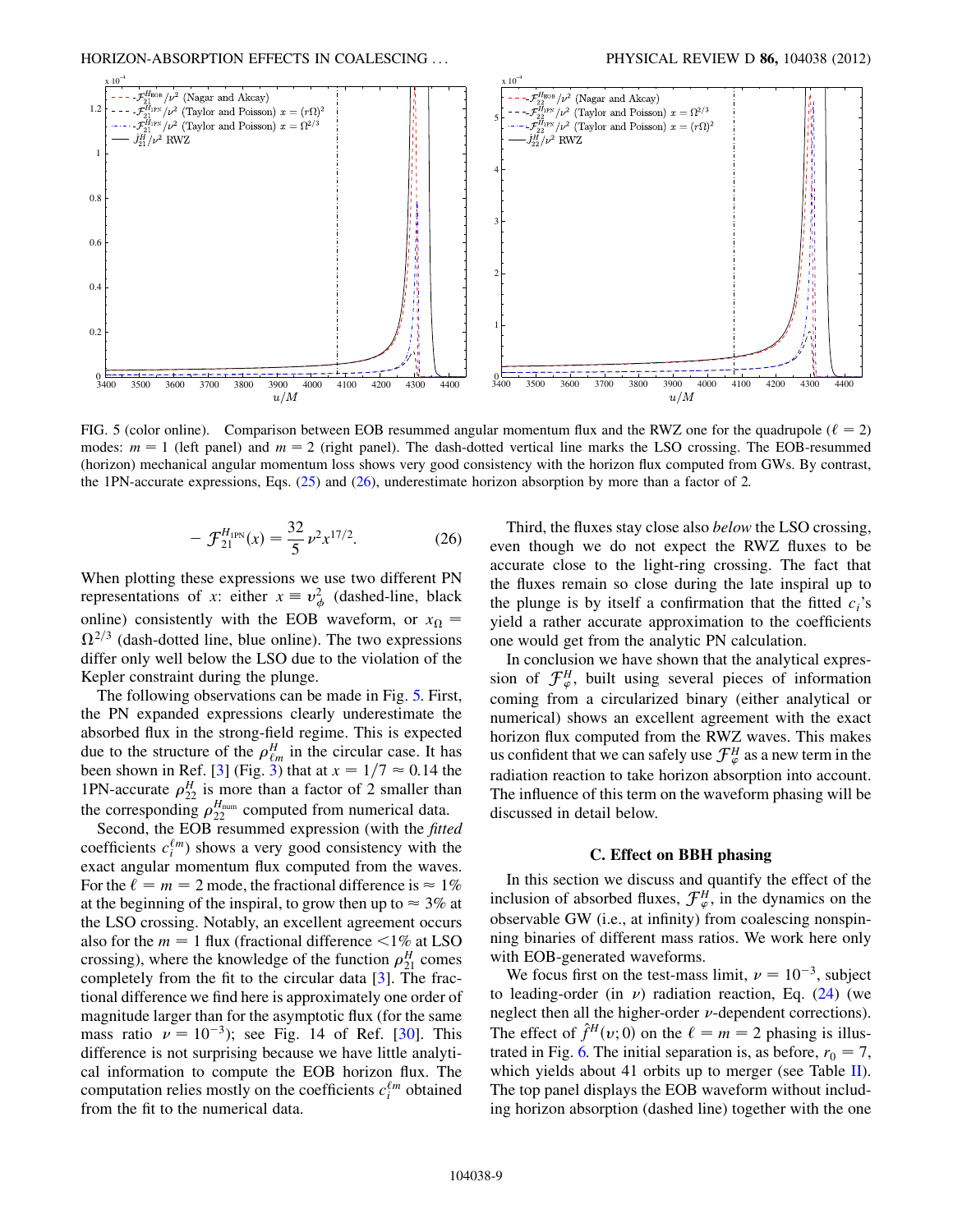x 10^-4

1.2
1
0.8
0.6
0.4
0.2
0

3400 3500 3600 3700 3800 3900 4000 4100 4200 4300 4400

$u/M$

$-\mathcal{F}_{21}^{H_{\rm EOB}}/\nu^2$ (Nagar and Akcay)

$-\mathcal{F}_{21}^{H_{\rm 1PN}}/\nu^2$ (Taylor and Poisson) $x = (r\Omega)^2$

$-\mathcal{F}_{21}^{H_{\rm 1PN}}/\nu^2$ (Taylor and Poisson) $x = \Omega^{2/3}$

$\dot{J}_{21}^{H}/\nu^2$ RWZ

x 10^-4

5
4
3
2
1
0

3400 3500 3600 3700 3800 3900 4000 4100 4200 4300 4400

$u/M$

$-\mathcal{F}_{22}^{H_{\rm EOB}}/\nu^2$ (Nagar and Akcay)

$-\mathcal{F}_{22}^{H_{\rm 1PN}}/\nu^2$ (Taylor and Poisson) $x = \Omega^{2/3}$

$-\mathcal{F}_{22}^{H_{\rm 1PN}}/\nu^2$ (Taylor and Poisson) $x = (r\Omega)^2$

$\dot{J}_{22}^{H}/\nu^2$ RWZ

FIG. 5 (color online). Comparison between EOB resummed angular momentum flux and the RWZ one for the quadrupole ($\ell = 2$) modes: $m = 1$ (left panel) and $m = 2$ (right panel). The dash-dotted vertical line marks the LSO crossing. The EOB-resummed (horizon) mechanical angular momentum loss shows very good consistency with the horizon flux computed from GWs. By contrast, the 1PN-accurate expressions, Eqs. (25) and (26), underestimate horizon absorption by more than a factor of 2.

$$-\mathcal{F}_{21}^{H_{\rm 1PN}}(x) = \frac{32}{5}\nu^2 x^{17/2}. \tag{26}$$

When plotting these expressions we use two different PN representations of $x$: either $x \equiv v_\phi^2$ (dashed-line, black online) consistently with the EOB waveform, or $x_\Omega = \Omega^{2/3}$ (dash-dotted line, blue online). The two expressions differ only well below the LSO due to the violation of the Kepler constraint during the plunge.

The following observations can be made in Fig. 5. First, the PN expanded expressions clearly underestimate the absorbed flux in the strong-field regime. This is expected due to the structure of the $\rho_{\ell m}^{H}$ in the circular case. It has been shown in Ref. [3] (Fig. 3) that at $x = 1/7 \approx 0.14$ the 1PN-accurate $\rho_{22}^{H}$ is more than a factor of 2 smaller than the corresponding $\rho_{22}^{H_{\rm num}}$ computed from numerical data.

Second, the EOB resummed expression (with the *fitted* coefficients $c_i^{(\ell m)}$) shows a very good consistency with the exact angular momentum flux computed from the waves. For the $\ell = m = 2$ mode, the fractional difference is $\approx 1\%$ at the beginning of the inspiral, to grow then up to $\approx 3\%$ at the LSO crossing. Notably, an excellent agreement occurs also for the $m = 1$ flux (fractional difference $<1\%$ at LSO crossing), where the knowledge of the function $\rho_{21}^{H}$ comes completely from the fit to the circular data [3]. The fractional difference we find here is approximately one order of magnitude larger than for the asymptotic flux (for the same mass ratio $\nu = 10^{-3}$); see Fig. 14 of Ref. [30]. This difference is not surprising because we have little analytical information to compute the EOB horizon flux. The computation relies mostly on the coefficients $c_i^{\ell m}$ obtained from the fit to the numerical data.

Third, the fluxes stay close also *below* the LSO crossing, even though we do not expect the RWZ fluxes to be accurate close to the light-ring crossing. The fact that the fluxes remain so close during the late inspiral up to the plunge is by itself a confirmation that the fitted $c_i$'s yield a rather accurate approximation to the coefficients one would get from the analytic PN calculation.

In conclusion we have shown that the analytical expression of $\mathcal{F}_{\varphi}^{H}$, built using several pieces of information coming from a circularized binary (either analytical or numerical) shows an excellent agreement with the exact horizon flux computed from the RWZ waves. This makes us confident that we can safely use $\mathcal{F}_{\varphi}^{H}$ as a new term in the radiation reaction to take horizon absorption into account. The influence of this term on the waveform phasing will be discussed in detail below.

### C. Effect on BBH phasing

In this section we discuss and quantify the effect of the inclusion of absorbed fluxes, $\mathcal{F}_{\varphi}^{H}$, in the dynamics on the observable GW (i.e., at infinity) from coalescing nonspinning binaries of different mass ratios. We work here only with EOB-generated waveforms.

We focus first on the test-mass limit, $\nu = 10^{-3}$, subject to leading-order (in $\nu$) radiation reaction, Eq. (24) (we neglect then all the higher-order $\nu$-dependent corrections). The effect of $\hat{f}^{H}(v; 0)$ on the $\ell = m = 2$ phasing is illustrated in Fig. 6. The initial separation is, as before, $r_0 = 7$, which yields about 41 orbits up to merger (see Table II). The top panel displays the EOB waveform without including horizon absorption (dashed line) together with the one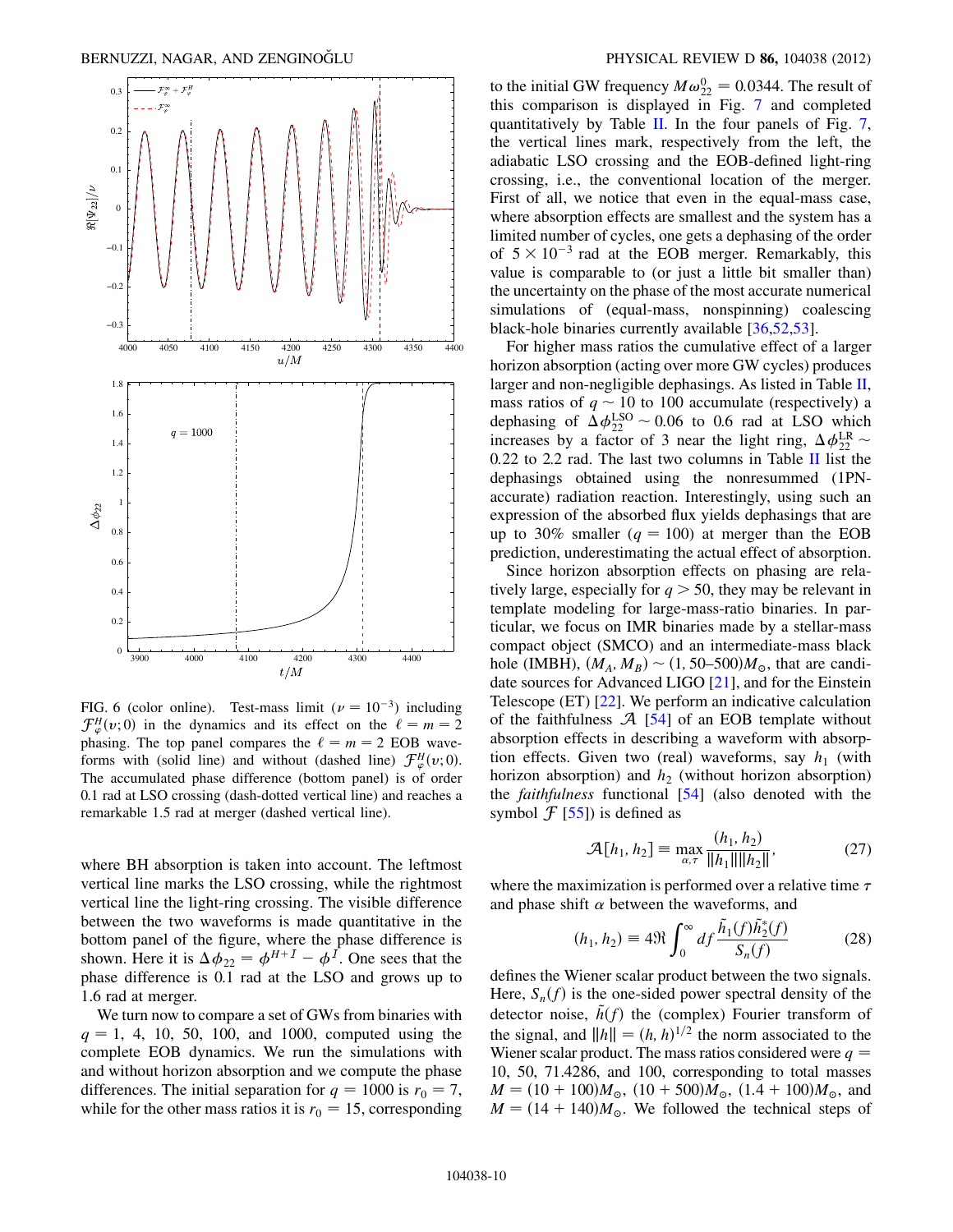FIG. 6 (color online). Test-mass limit ($\nu = 10^{-3}$) including $\mathcal{F}^H_\varphi(v;0)$ in the dynamics and its effect on the $\ell = m = 2$ phasing. The top panel compares the $\ell = m = 2$ EOB waveforms with (solid line) and without (dashed line) $\mathcal{F}^H_\varphi(v;0)$. The accumulated phase difference (bottom panel) is of order 0.1 rad at LSO crossing (dash-dotted vertical line) and reaches a remarkable 1.5 rad at merger (dashed vertical line).

where BH absorption is taken into account. The leftmost vertical line marks the LSO crossing, while the rightmost vertical line the light-ring crossing. The visible difference between the two waveforms is made quantitative in the bottom panel of the figure, where the phase difference is shown. Here it is $\Delta\phi_{22} = \phi^{H+I} - \phi^I$. One sees that the phase difference is 0.1 rad at the LSO and grows up to 1.6 rad at merger.

We turn now to compare a set of GWs from binaries with $q = 1$, 4, 10, 50, 100, and 1000, computed using the complete EOB dynamics. We run the simulations with and without horizon absorption and we compute the phase differences. The initial separation for $q = 1000$ is $r_0 = 7$, while for the other mass ratios it is $r_0 = 15$, corresponding to the initial GW frequency $M\omega^0_{22} = 0.0344$. The result of this comparison is displayed in Fig. 7 and completed quantitatively by Table II. In the four panels of Fig. 7, the vertical lines mark, respectively from the left, the adiabatic LSO crossing and the EOB-defined light-ring crossing, i.e., the conventional location of the merger. First of all, we notice that even in the equal-mass case, where absorption effects are smallest and the system has a limited number of cycles, one gets a dephasing of the order of $5\times 10^{-3}$ rad at the EOB merger. Remarkably, this value is comparable to (or just a little bit smaller than) the uncertainty on the phase of the most accurate numerical simulations of (equal-mass, nonspinning) coalescing black-hole binaries currently available [36,52,53].

For higher mass ratios the cumulative effect of a larger horizon absorption (acting over more GW cycles) produces larger and non-negligible dephasings. As listed in Table II, mass ratios of $q \sim 10$ to 100 accumulate (respectively) a dephasing of $\Delta\phi^{\rm LSO}_{22} \sim 0.06$ to 0.6 rad at LSO which increases by a factor of 3 near the light ring, $\Delta\phi^{\rm LR}_{22} \sim 0.22$ to 2.2 rad. The last two columns in Table II list the dephasings obtained using the nonresummed (1PN-accurate) radiation reaction. Interestingly, using such an expression of the absorbed flux yields dephasings that are up to 30% smaller ($q = 100$) at merger than the EOB prediction, underestimating the actual effect of absorption.

Since horizon absorption effects on phasing are relatively large, especially for $q > 50$, they may be relevant in template modeling for large-mass-ratio binaries. In particular, we focus on IMR binaries made by a stellar-mass compact object (SMCO) and an intermediate-mass black hole (IMBH), $(M_A, M_B) \sim (1, 50\text{–}500)M_\odot$, that are candidate sources for Advanced LIGO [21], and for the Einstein Telescope (ET) [22]. We perform an indicative calculation of the faithfulness $\mathcal{A}$ [54] of an EOB template without absorption effects in describing a waveform with absorption effects. Given two (real) waveforms, say $h_1$ (with horizon absorption) and $h_2$ (without horizon absorption) the *faithfulness* functional [54] (also denoted with the symbol $\mathcal{F}$ [55]) is defined as

$$\mathcal{A}[h_1, h_2] \equiv \max_{\alpha,\tau} \frac{(h_1, h_2)}{\|h_1\|\|h_2\|}, \tag{27}$$

where the maximization is performed over a relative time $\tau$ and phase shift $\alpha$ between the waveforms, and

$$(h_1, h_2) \equiv 4\Re \int_0^\infty df \frac{\tilde{h}_1(f)\tilde{h}^*_2(f)}{S_n(f)} \tag{28}$$

defines the Wiener scalar product between the two signals. Here, $S_n(f)$ is the one-sided power spectral density of the detector noise, $\tilde{h}(f)$ the (complex) Fourier transform of the signal, and $\|h\| = (h, h)^{1/2}$ the norm associated to the Wiener scalar product. The mass ratios considered were $q = 10$, 50, 71.4286, and 100, corresponding to total masses $M = (10 + 100)M_\odot$, $(10 + 500)M_\odot$, $(1.4 + 100)M_\odot$, and $M = (14 + 140)M_\odot$. We followed the technical steps of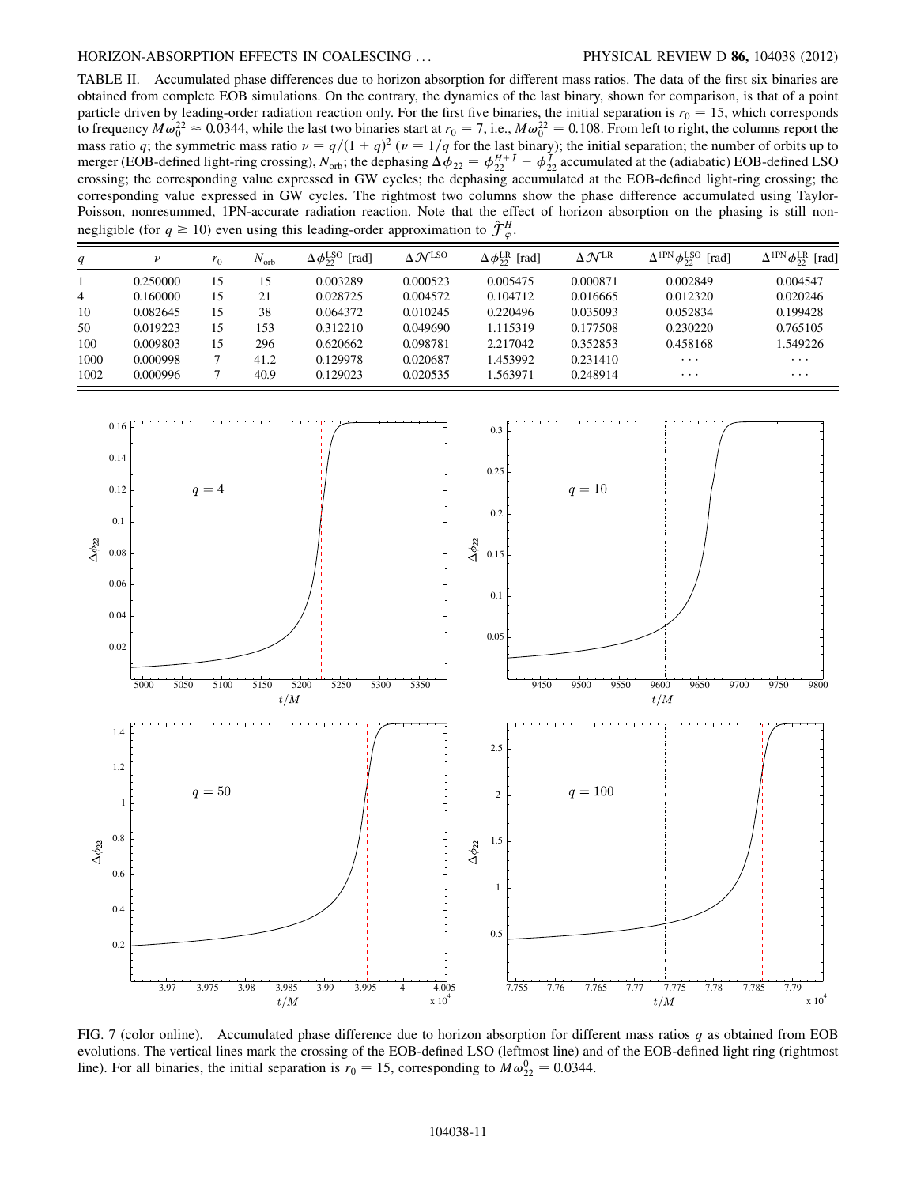TABLE II. Accumulated phase differences due to horizon absorption for different mass ratios. The data of the first six binaries are obtained from complete EOB simulations. On the contrary, the dynamics of the last binary, shown for comparison, is that of a point particle driven by leading-order radiation reaction only. For the first five binaries, the initial separation is $r_0 = 15$, which corresponds to frequency $M\omega_0^{22} \approx 0.0344$, while the last two binaries start at $r_0 = 7$, i.e., $M\omega_0^{22} = 0.108$. From left to right, the columns report the mass ratio $q$; the symmetric mass ratio $\nu = q/(1+q)^2$ ($\nu = 1/q$ for the last binary); the initial separation; the number of orbits up to merger (EOB-defined light-ring crossing), $N_{\rm orb}$; the dephasing $\Delta\phi_{22} = \phi_{22}^{H+I} - \phi_{22}^{I}$ accumulated at the (adiabatic) EOB-defined LSO crossing; the corresponding value expressed in GW cycles; the dephasing accumulated at the EOB-defined light-ring crossing; the corresponding value expressed in GW cycles. The rightmost two columns show the phase difference accumulated using Taylor-Poisson, nonresummed, 1PN-accurate radiation reaction. Note that the effect of horizon absorption on the phasing is still non-negligible (for $q \geq 10$) even using this leading-order approximation to $\hat{\mathcal{F}}_\varphi^H$.

| $q$ | $\nu$ | $r_0$ | $N_{\rm orb}$ | $\Delta\phi_{22}^{\rm LSO}$ [rad] | $\Delta\mathcal{N}^{\rm LSO}$ | $\Delta\phi_{22}^{\rm LR}$ [rad] | $\Delta\mathcal{N}^{\rm LR}$ | $\Delta^{\rm 1PN}\phi_{22}^{\rm LSO}$ [rad] | $\Delta^{\rm 1PN}\phi_{22}^{\rm LR}$ [rad] |
|---|---|---|---|---|---|---|---|---|---|
| 1 | 0.250000 | 15 | 15 | 0.003289 | 0.000523 | 0.005475 | 0.000871 | 0.002849 | 0.004547 |
| 4 | 0.160000 | 15 | 21 | 0.028725 | 0.004572 | 0.104712 | 0.016665 | 0.012320 | 0.020246 |
| 10 | 0.082645 | 15 | 38 | 0.064372 | 0.010245 | 0.220496 | 0.035093 | 0.052834 | 0.199428 |
| 50 | 0.019223 | 15 | 153 | 0.312210 | 0.049690 | 1.115319 | 0.177508 | 0.230220 | 0.765105 |
| 100 | 0.009803 | 15 | 296 | 0.620662 | 0.098781 | 2.217042 | 0.352853 | 0.458168 | 1.549226 |
| 1000 | 0.000998 | 7 | 41.2 | 0.129978 | 0.020687 | 1.453992 | 0.231410 | ⋯ | ⋯ |
| 1002 | 0.000996 | 7 | 40.9 | 0.129023 | 0.020535 | 1.563971 | 0.248914 | ⋯ | ⋯ |

FIG. 7 (color online). Accumulated phase difference due to horizon absorption for different mass ratios $q$ as obtained from EOB evolutions. The vertical lines mark the crossing of the EOB-defined LSO (leftmost line) and of the EOB-defined light ring (rightmost line). For all binaries, the initial separation is $r_0 = 15$, corresponding to $M\omega_{22}^0 = 0.0344$.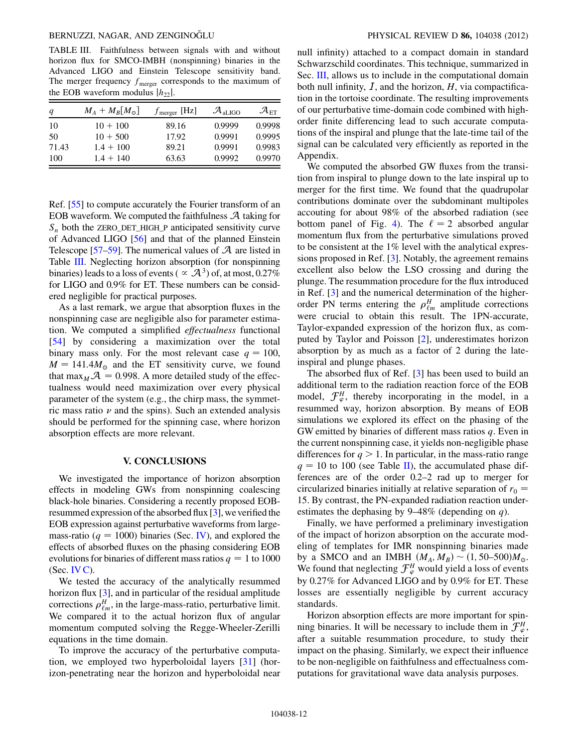TABLE III. Faithfulness between signals with and without horizon flux for SMCO-IMBH (nonspinning) binaries in the Advanced LIGO and Einstein Telescope sensitivity band. The merger frequency $f_{\rm merger}$ corresponds to the maximum of the EOB waveform modulus $|h_{22}|$.

| $q$ | $M_A + M_B [M_\odot]$ | $f_{\rm merger}$ [Hz] | $\mathcal{A}_{\rm aLIGO}$ | $\mathcal{A}_{\rm ET}$ |
|---|---|---|---|---|
| 10 | $10 + 100$ | 89.16 | 0.9999 | 0.9998 |
| 50 | $10 + 500$ | 17.92 | 0.9991 | 0.9995 |
| 71.43 | $1.4 + 100$ | 89.21 | 0.9991 | 0.9983 |
| 100 | $1.4 + 140$ | 63.63 | 0.9992 | 0.9970 |

Ref. [55] to compute accurately the Fourier transform of an EOB waveform. We computed the faithfulness $\mathcal{A}$ taking for $S_n$ both the ZERO_DET_HIGH_P anticipated sensitivity curve of Advanced LIGO [56] and that of the planned Einstein Telescope [57–59]. The numerical values of $\mathcal{A}$ are listed in Table III. Neglecting horizon absorption (for nonspinning binaries) leads to a loss of events ( $\propto \mathcal{A}^3$) of, at most, 0.27% for LIGO and 0.9% for ET. These numbers can be considered negligible for practical purposes.

As a last remark, we argue that absorption fluxes in the nonspinning case are negligible also for parameter estimation. We computed a simplified *effectualness* functional [54] by considering a maximization over the total binary mass only. For the most relevant case $q = 100$, $M = 141.4 M_\odot$ and the ET sensitivity curve, we found that $\max_M \mathcal{A} = 0.998$. A more detailed study of the effectualness would need maximization over every physical parameter of the system (e.g., the chirp mass, the symmetric mass ratio $\nu$ and the spins). Such an extended analysis should be performed for the spinning case, where horizon absorption effects are more relevant.

## V. CONCLUSIONS

We investigated the importance of horizon absorption effects in modeling GWs from nonspinning coalescing black-hole binaries. Considering a recently proposed EOB-resummed expression of the absorbed flux [3], we verified the EOB expression against perturbative waveforms from large-mass-ratio ($q = 1000$) binaries (Sec. IV), and explored the effects of absorbed fluxes on the phasing considering EOB evolutions for binaries of different mass ratios $q = 1$ to 1000 (Sec. IV C).

We tested the accuracy of the analytically resummed horizon flux [3], and in particular of the residual amplitude corrections $\rho^H_{\ell m}$, in the large-mass-ratio, perturbative limit. We compared it to the actual horizon flux of angular momentum computed solving the Regge-Wheeler-Zerilli equations in the time domain.

To improve the accuracy of the perturbative computation, we employed two hyperboloidal layers [31] (horizon-penetrating near the horizon and hyperboloidal near null infinity) attached to a compact domain in standard Schwarzschild coordinates. This technique, summarized in Sec. III, allows us to include in the computational domain both null infinity, $\mathcal{I}$, and the horizon, $H$, via compactification in the tortoise coordinate. The resulting improvements of our perturbative time-domain code combined with high-order finite differencing lead to such accurate computations of the inspiral and plunge that the late-time tail of the signal can be calculated very efficiently as reported in the Appendix.

We computed the absorbed GW fluxes from the transition from inspiral to plunge down to the late inspiral up to merger for the first time. We found that the quadrupolar contributions dominate over the subdominant multipoles accounting for about 98% of the absorbed radiation (see bottom panel of Fig. 4). The $\ell = 2$ absorbed angular momentum flux from the perturbative simulations proved to be consistent at the 1% level with the analytical expressions proposed in Ref. [3]. Notably, the agreement remains excellent also below the LSO crossing and during the plunge. The resummation procedure for the flux introduced in Ref. [3] and the numerical determination of the higher-order PN terms entering the $\rho^H_{\ell m}$ amplitude corrections were crucial to obtain this result. The 1PN-accurate, Taylor-expanded expression of the horizon flux, as computed by Taylor and Poisson [2], underestimates horizon absorption by as much as a factor of 2 during the late-inspiral and plunge phases.

The absorbed flux of Ref. [3] has been used to build an additional term to the radiation reaction force of the EOB model, $\mathcal{F}^H_\varphi$, thereby incorporating in the model, in a resummed way, horizon absorption. By means of EOB simulations we explored its effect on the phasing of the GW emitted by binaries of different mass ratios $q$. Even in the current nonspinning case, it yields non-negligible phase differences for $q > 1$. In particular, in the mass-ratio range $q = 10$ to 100 (see Table II), the accumulated phase differences are of the order 0.2–2 rad up to merger for circularized binaries initially at relative separation of $r_0 = 15$. By contrast, the PN-expanded radiation reaction underestimates the dephasing by 9–48% (depending on $q$).

Finally, we have performed a preliminary investigation of the impact of horizon absorption on the accurate modeling of templates for IMR nonspinning binaries made by a SMCO and an IMBH $(M_A, M_B) \sim (1, 50\text{–}500) M_\odot$. We found that neglecting $\mathcal{F}^H_\varphi$ would yield a loss of events by 0.27% for Advanced LIGO and by 0.9% for ET. These losses are essentially negligible by current accuracy standards.

Horizon absorption effects are more important for spinning binaries. It will be necessary to include them in $\mathcal{F}^H_\varphi$, after a suitable resummation procedure, to study their impact on the phasing. Similarly, we expect their influence to be non-negligible on faithfulness and effectualness computations for gravitational wave data analysis purposes.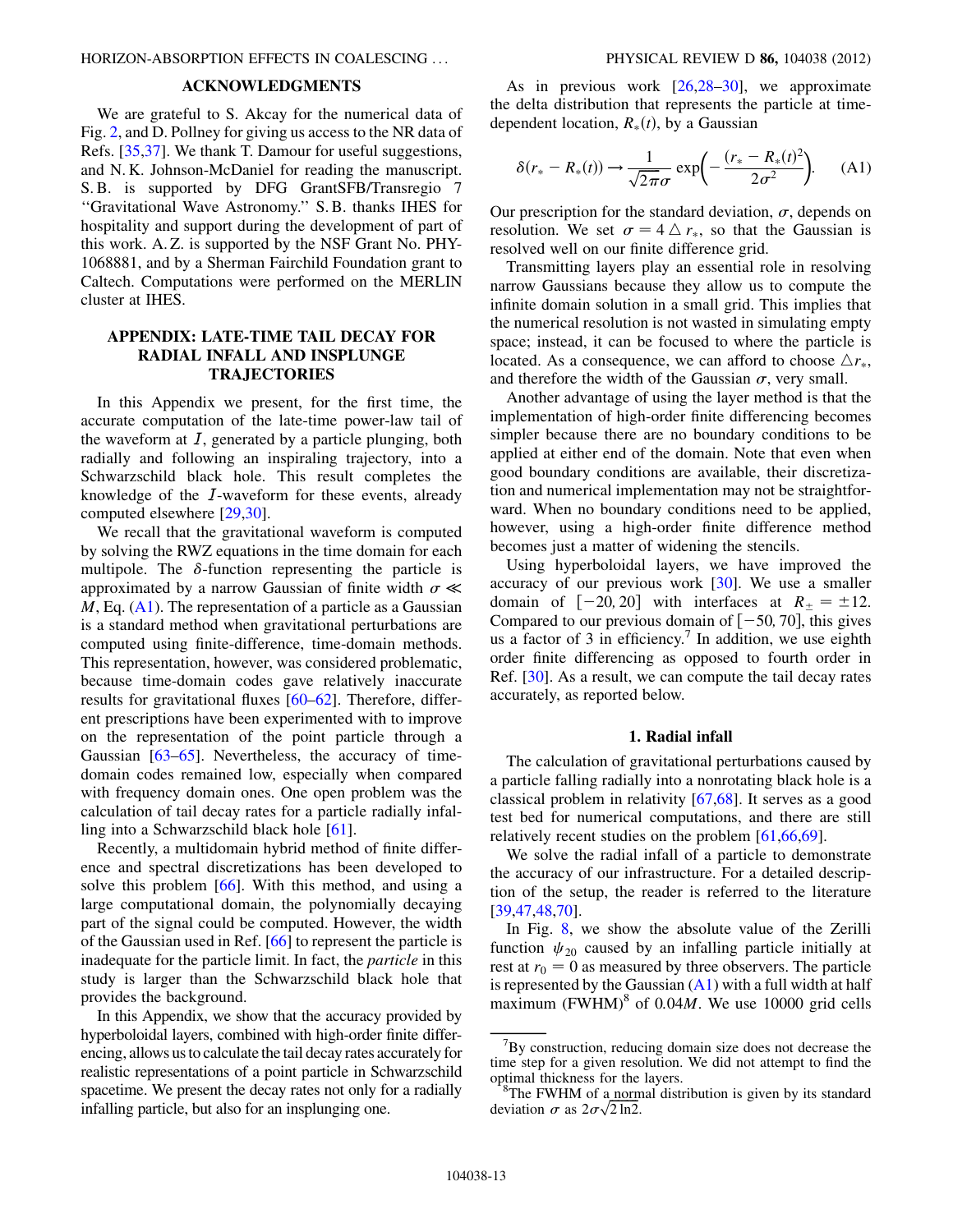## ACKNOWLEDGMENTS

We are grateful to S. Akcay for the numerical data of Fig. 2, and D. Pollney for giving us access to the NR data of Refs. [35,37]. We thank T. Damour for useful suggestions, and N. K. Johnson-McDaniel for reading the manuscript. S. B. is supported by DFG GrantSFB/Transregio 7 "Gravitational Wave Astronomy." S. B. thanks IHES for hospitality and support during the development of part of this work. A. Z. is supported by the NSF Grant No. PHY-1068881, and by a Sherman Fairchild Foundation grant to Caltech. Computations were performed on the MERLIN cluster at IHES.

## APPENDIX: LATE-TIME TAIL DECAY FOR RADIAL INFALL AND INSPLUNGE TRAJECTORIES

In this Appendix we present, for the first time, the accurate computation of the late-time power-law tail of the waveform at $\mathcal{I}$, generated by a particle plunging, both radially and following an inspiraling trajectory, into a Schwarzschild black hole. This result completes the knowledge of the $\mathcal{I}$-waveform for these events, already computed elsewhere [29,30].

We recall that the gravitational waveform is computed by solving the RWZ equations in the time domain for each multipole. The $\delta$-function representing the particle is approximated by a narrow Gaussian of finite width $\sigma \ll M$, Eq. (A1). The representation of a particle as a Gaussian is a standard method when gravitational perturbations are computed using finite-difference, time-domain methods. This representation, however, was considered problematic, because time-domain codes gave relatively inaccurate results for gravitational fluxes [60–62]. Therefore, different prescriptions have been experimented with to improve on the representation of the point particle through a Gaussian [63–65]. Nevertheless, the accuracy of time-domain codes remained low, especially when compared with frequency domain ones. One open problem was the calculation of tail decay rates for a particle radially infalling into a Schwarzschild black hole [61].

Recently, a multidomain hybrid method of finite difference and spectral discretizations has been developed to solve this problem [66]. With this method, and using a large computational domain, the polynomially decaying part of the signal could be computed. However, the width of the Gaussian used in Ref. [66] to represent the particle is inadequate for the particle limit. In fact, the *particle* in this study is larger than the Schwarzschild black hole that provides the background.

In this Appendix, we show that the accuracy provided by hyperboloidal layers, combined with high-order finite differencing, allows us to calculate the tail decay rates accurately for realistic representations of a point particle in Schwarzschild spacetime. We present the decay rates not only for a radially infalling particle, but also for an insplunging one.

As in previous work [26,28–30], we approximate the delta distribution that represents the particle at time-dependent location, $R_*(t)$, by a Gaussian

$$\delta(r_* - R_*(t)) \to \frac{1}{\sqrt{2\pi}\sigma} \exp\left(-\frac{(r_* - R_*(t)^2}{2\sigma^2}\right). \quad \text{(A1)}$$

Our prescription for the standard deviation, $\sigma$, depends on resolution. We set $\sigma = 4 \triangle r_*$, so that the Gaussian is resolved well on our finite difference grid.

Transmitting layers play an essential role in resolving narrow Gaussians because they allow us to compute the infinite domain solution in a small grid. This implies that the numerical resolution is not wasted in simulating empty space; instead, it can be focused to where the particle is located. As a consequence, we can afford to choose $\triangle r_*$, and therefore the width of the Gaussian $\sigma$, very small.

Another advantage of using the layer method is that the implementation of high-order finite differencing becomes simpler because there are no boundary conditions to be applied at either end of the domain. Note that even when good boundary conditions are available, their discretization and numerical implementation may not be straightforward. When no boundary conditions need to be applied, however, using a high-order finite difference method becomes just a matter of widening the stencils.

Using hyperboloidal layers, we have improved the accuracy of our previous work [30]. We use a smaller domain of $[-20, 20]$ with interfaces at $R_\pm = \pm 12$. Compared to our previous domain of $[-50, 70]$, this gives us a factor of 3 in efficiency.[7] In addition, we use eighth order finite differencing as opposed to fourth order in Ref. [30]. As a result, we can compute the tail decay rates accurately, as reported below.

### 1. Radial infall

The calculation of gravitational perturbations caused by a particle falling radially into a nonrotating black hole is a classical problem in relativity [67,68]. It serves as a good test bed for numerical computations, and there are still relatively recent studies on the problem [61,66,69].

We solve the radial infall of a particle to demonstrate the accuracy of our infrastructure. For a detailed description of the setup, the reader is referred to the literature [39,47,48,70].

In Fig. 8, we show the absolute value of the Zerilli function $\psi_{20}$ caused by an infalling particle initially at rest at $r_0 = 0$ as measured by three observers. The particle is represented by the Gaussian (A1) with a full width at half maximum (FWHM)[8] of $0.04M$. We use 10000 grid cells

[7]By construction, reducing domain size does not decrease the time step for a given resolution. We did not attempt to find the optimal thickness for the layers.

[8]The FWHM of a normal distribution is given by its standard deviation $\sigma$ as $2\sigma\sqrt{2 \ln 2}$.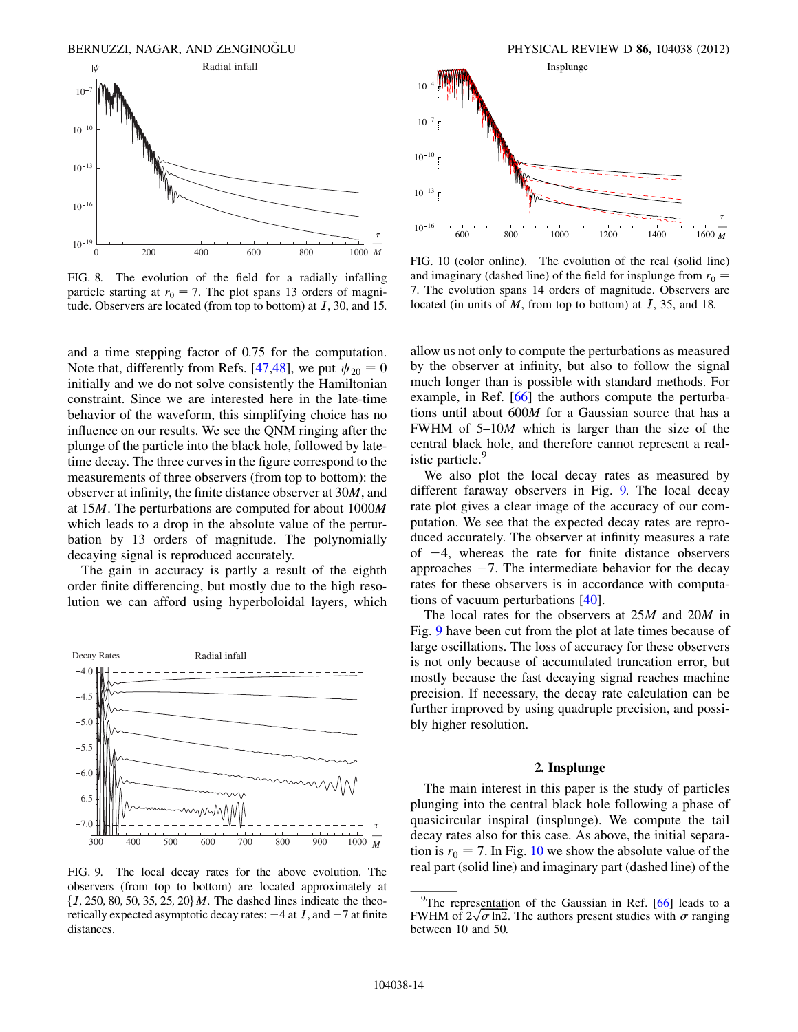Radial infall

$|\psi|$

$10^{-7}$

$10^{-10}$

$10^{-13}$

$10^{-16}$

$10^{-19}$

0 200 400 600 800 1000 $\tau/M$

FIG. 8. The evolution of the field for a radially infalling particle starting at $r_0 = 7$. The plot spans 13 orders of magnitude. Observers are located (from top to bottom) at $\mathcal{I}$, 30, and 15.

and a time stepping factor of 0.75 for the computation. Note that, differently from Refs. [47,48], we put $\psi_{20} = 0$ initially and we do not solve consistently the Hamiltonian constraint. Since we are interested here in the late-time behavior of the waveform, this simplifying choice has no influence on our results. We see the QNM ringing after the plunge of the particle into the black hole, followed by late-time decay. The three curves in the figure correspond to the measurements of three observers (from top to bottom): the observer at infinity, the finite distance observer at $30M$, and at $15M$. The perturbations are computed for about $1000M$ which leads to a drop in the absolute value of the perturbation by 13 orders of magnitude. The polynomially decaying signal is reproduced accurately.

The gain in accuracy is partly a result of the eighth order finite differencing, but mostly due to the high resolution we can afford using hyperboloidal layers, which

Decay Rates

Radial infall

−4.0

−4.5

−5.0

−5.5

−6.0

−6.5

−7.0

300 400 500 600 700 800 900 1000 $\tau/M$

FIG. 9. The local decay rates for the above evolution. The observers (from top to bottom) are located approximately at $\{\mathcal{I}, 250, 80, 50, 35, 25, 20\}M$. The dashed lines indicate the theoretically expected asymptotic decay rates: $-4$ at $\mathcal{I}$, and $-7$ at finite distances.

Insplunge

$10^{-4}$

$10^{-7}$

$10^{-10}$

$10^{-13}$

$10^{-16}$

600 800 1000 1200 1400 1600 $\tau/M$

FIG. 10 (color online). The evolution of the real (solid line) and imaginary (dashed line) of the field for insplunge from $r_0 = 7$. The evolution spans 14 orders of magnitude. Observers are located (in units of $M$, from top to bottom) at $\mathcal{I}$, 35, and 18.

allow us not only to compute the perturbations as measured by the observer at infinity, but also to follow the signal much longer than is possible with standard methods. For example, in Ref. [66] the authors compute the perturbations until about $600M$ for a Gaussian source that has a FWHM of 5–$10M$ which is larger than the size of the central black hole, and therefore cannot represent a realistic particle.[9]

We also plot the local decay rates as measured by different faraway observers in Fig. 9. The local decay rate plot gives a clear image of the accuracy of our computation. We see that the expected decay rates are reproduced accurately. The observer at infinity measures a rate of $-4$, whereas the rate for finite distance observers approaches $-7$. The intermediate behavior for the decay rates for these observers is in accordance with computations of vacuum perturbations [40].

The local rates for the observers at $25M$ and $20M$ in Fig. 9 have been cut from the plot at late times because of large oscillations. The loss of accuracy for these observers is not only because of accumulated truncation error, but mostly because the fast decaying signal reaches machine precision. If necessary, the decay rate calculation can be further improved by using quadruple precision, and possibly higher resolution.

### 2. Insplunge

The main interest in this paper is the study of particles plunging into the central black hole following a phase of quasicircular inspiral (insplunge). We compute the tail decay rates also for this case. As above, the initial separation is $r_0 = 7$. In Fig. 10 we show the absolute value of the real part (solid line) and imaginary part (dashed line) of the

[9] The representation of the Gaussian in Ref. [66] leads to a FWHM of $2\sqrt{\sigma \ln 2}$. The authors present studies with $\sigma$ ranging between 10 and 50.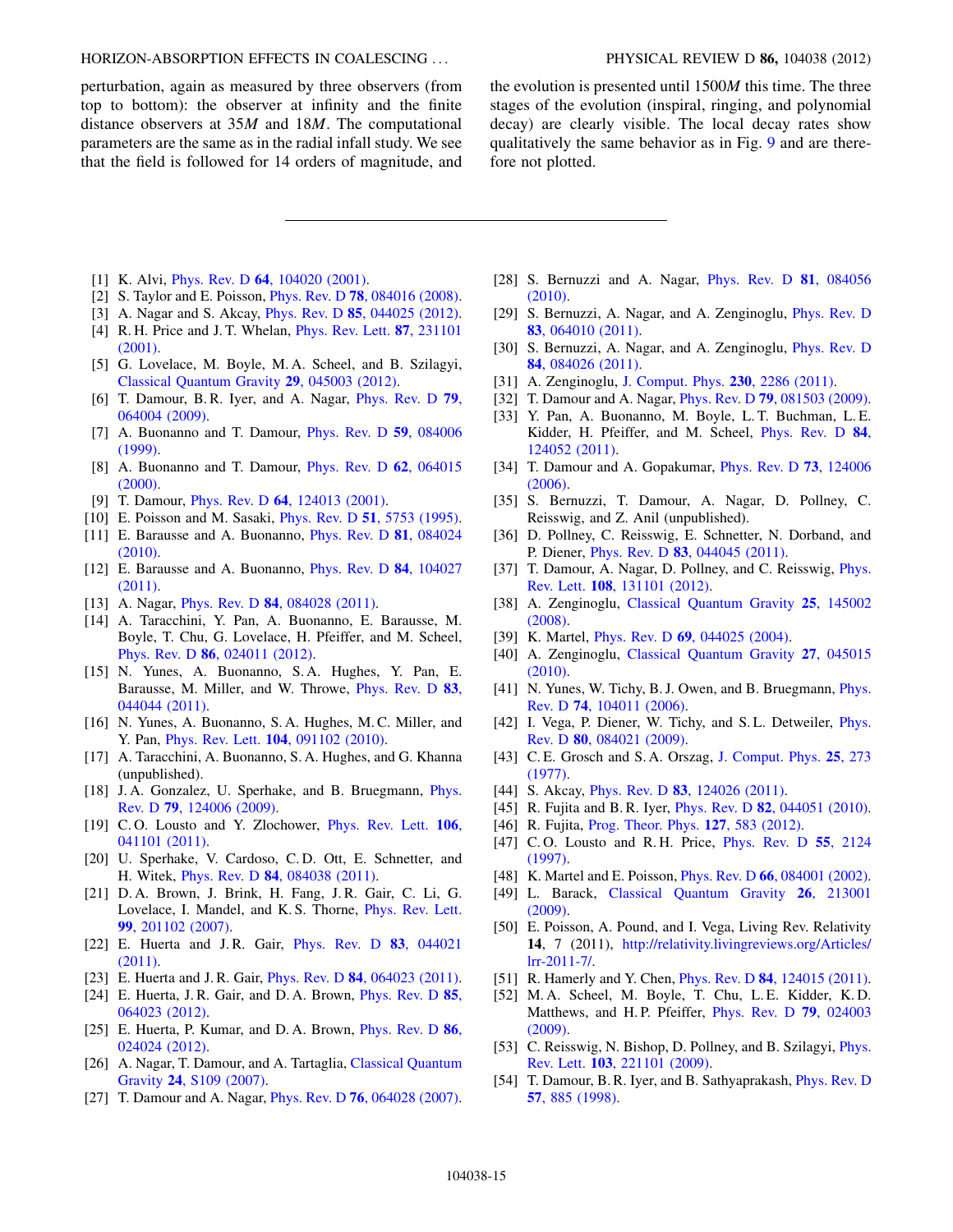perturbation, again as measured by three observers (from top to bottom): the observer at infinity and the finite distance observers at $35M$ and $18M$. The computational parameters are the same as in the radial infall study. We see that the field is followed for 14 orders of magnitude, and the evolution is presented until $1500M$ this time. The three stages of the evolution (inspiral, ringing, and polynomial decay) are clearly visible. The local decay rates show qualitatively the same behavior as in Fig. 9 and are therefore not plotted.

---

[1] K. Alvi, Phys. Rev. D **64**, 104020 (2001).
[2] S. Taylor and E. Poisson, Phys. Rev. D **78**, 084016 (2008).
[3] A. Nagar and S. Akcay, Phys. Rev. D **85**, 044025 (2012).
[4] R. H. Price and J. T. Whelan, Phys. Rev. Lett. **87**, 231101 (2001).
[5] G. Lovelace, M. Boyle, M. A. Scheel, and B. Szilagyi, Classical Quantum Gravity **29**, 045003 (2012).
[6] T. Damour, B. R. Iyer, and A. Nagar, Phys. Rev. D **79**, 064004 (2009).
[7] A. Buonanno and T. Damour, Phys. Rev. D **59**, 084006 (1999).
[8] A. Buonanno and T. Damour, Phys. Rev. D **62**, 064015 (2000).
[9] T. Damour, Phys. Rev. D **64**, 124013 (2001).
[10] E. Poisson and M. Sasaki, Phys. Rev. D **51**, 5753 (1995).
[11] E. Barausse and A. Buonanno, Phys. Rev. D **81**, 084024 (2010).
[12] E. Barausse and A. Buonanno, Phys. Rev. D **84**, 104027 (2011).
[13] A. Nagar, Phys. Rev. D **84**, 084028 (2011).
[14] A. Taracchini, Y. Pan, A. Buonanno, E. Barausse, M. Boyle, T. Chu, G. Lovelace, H. Pfeiffer, and M. Scheel, Phys. Rev. D **86**, 024011 (2012).
[15] N. Yunes, A. Buonanno, S. A. Hughes, Y. Pan, E. Barausse, M. Miller, and W. Throwe, Phys. Rev. D **83**, 044044 (2011).
[16] N. Yunes, A. Buonanno, S. A. Hughes, M. C. Miller, and Y. Pan, Phys. Rev. Lett. **104**, 091102 (2010).
[17] A. Taracchini, A. Buonanno, S. A. Hughes, and G. Khanna (unpublished).
[18] J. A. Gonzalez, U. Sperhake, and B. Bruegmann, Phys. Rev. D **79**, 124006 (2009).
[19] C. O. Lousto and Y. Zlochower, Phys. Rev. Lett. **106**, 041101 (2011).
[20] U. Sperhake, V. Cardoso, C. D. Ott, E. Schnetter, and H. Witek, Phys. Rev. D **84**, 084038 (2011).
[21] D. A. Brown, J. Brink, H. Fang, J. R. Gair, C. Li, G. Lovelace, I. Mandel, and K. S. Thorne, Phys. Rev. Lett. **99**, 201102 (2007).
[22] E. Huerta and J. R. Gair, Phys. Rev. D **83**, 044021 (2011).
[23] E. Huerta and J. R. Gair, Phys. Rev. D **84**, 064023 (2011).
[24] E. Huerta, J. R. Gair, and D. A. Brown, Phys. Rev. D **85**, 064023 (2012).
[25] E. Huerta, P. Kumar, and D. A. Brown, Phys. Rev. D **86**, 024024 (2012).
[26] A. Nagar, T. Damour, and A. Tartaglia, Classical Quantum Gravity **24**, S109 (2007).
[27] T. Damour and A. Nagar, Phys. Rev. D **76**, 064028 (2007).
[28] S. Bernuzzi and A. Nagar, Phys. Rev. D **81**, 084056 (2010).
[29] S. Bernuzzi, A. Nagar, and A. Zenginoglu, Phys. Rev. D **83**, 064010 (2011).
[30] S. Bernuzzi, A. Nagar, and A. Zenginoglu, Phys. Rev. D **84**, 084026 (2011).
[31] A. Zenginoglu, J. Comput. Phys. **230**, 2286 (2011).
[32] T. Damour and A. Nagar, Phys. Rev. D **79**, 081503 (2009).
[33] Y. Pan, A. Buonanno, M. Boyle, L. T. Buchman, L. E. Kidder, H. Pfeiffer, and M. Scheel, Phys. Rev. D **84**, 124052 (2011).
[34] T. Damour and A. Gopakumar, Phys. Rev. D **73**, 124006 (2006).
[35] S. Bernuzzi, T. Damour, A. Nagar, D. Pollney, C. Reisswig, and Z. Anil (unpublished).
[36] D. Pollney, C. Reisswig, E. Schnetter, N. Dorband, and P. Diener, Phys. Rev. D **83**, 044045 (2011).
[37] T. Damour, A. Nagar, D. Pollney, and C. Reisswig, Phys. Rev. Lett. **108**, 131101 (2012).
[38] A. Zenginoglu, Classical Quantum Gravity **25**, 145002 (2008).
[39] K. Martel, Phys. Rev. D **69**, 044025 (2004).
[40] A. Zenginoglu, Classical Quantum Gravity **27**, 045015 (2010).
[41] N. Yunes, W. Tichy, B. J. Owen, and B. Bruegmann, Phys. Rev. D **74**, 104011 (2006).
[42] I. Vega, P. Diener, W. Tichy, and S. L. Detweiler, Phys. Rev. D **80**, 084021 (2009).
[43] C. E. Grosch and S. A. Orszag, J. Comput. Phys. **25**, 273 (1977).
[44] S. Akcay, Phys. Rev. D **83**, 124026 (2011).
[45] R. Fujita and B. R. Iyer, Phys. Rev. D **82**, 044051 (2010).
[46] R. Fujita, Prog. Theor. Phys. **127**, 583 (2012).
[47] C. O. Lousto and R. H. Price, Phys. Rev. D **55**, 2124 (1997).
[48] K. Martel and E. Poisson, Phys. Rev. D **66**, 084001 (2002).
[49] L. Barack, Classical Quantum Gravity **26**, 213001 (2009).
[50] E. Poisson, A. Pound, and I. Vega, Living Rev. Relativity **14**, 7 (2011), http://relativity.livingreviews.org/Articles/lrr-2011-7/.
[51] R. Hamerly and Y. Chen, Phys. Rev. D **84**, 124015 (2011).
[52] M. A. Scheel, M. Boyle, T. Chu, L. E. Kidder, K. D. Matthews, and H. P. Pfeiffer, Phys. Rev. D **79**, 024003 (2009).
[53] C. Reisswig, N. Bishop, D. Pollney, and B. Szilagyi, Phys. Rev. Lett. **103**, 221101 (2009).
[54] T. Damour, B. R. Iyer, and B. Sathyaprakash, Phys. Rev. D **57**, 885 (1998).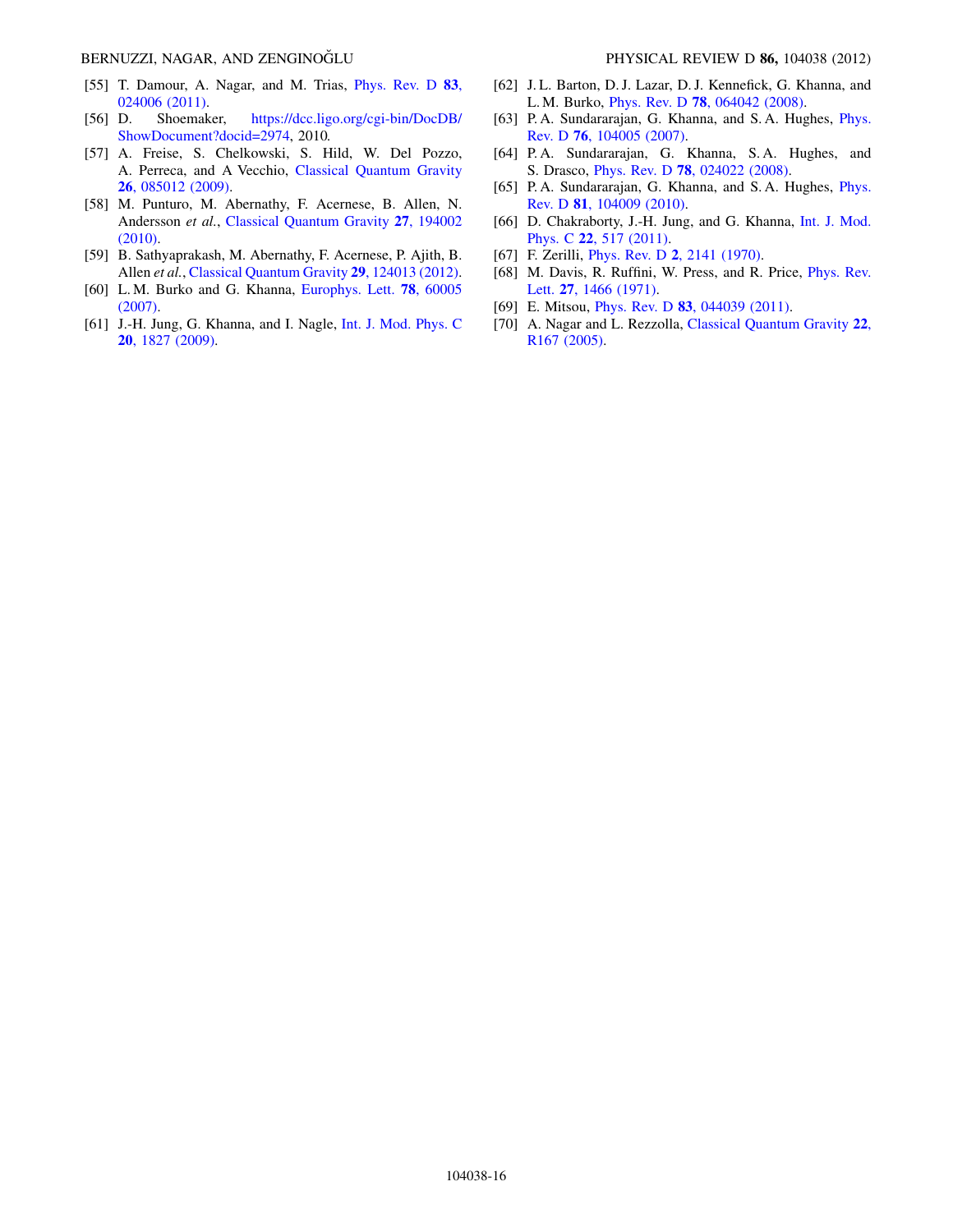[55] T. Damour, A. Nagar, and M. Trias, Phys. Rev. D **83**, 024006 (2011).

[56] D. Shoemaker, https://dcc.ligo.org/cgi-bin/DocDB/ShowDocument?docid=2974, 2010.

[57] A. Freise, S. Chelkowski, S. Hild, W. Del Pozzo, A. Perreca, and A Vecchio, Classical Quantum Gravity **26**, 085012 (2009).

[58] M. Punturo, M. Abernathy, F. Acernese, B. Allen, N. Andersson *et al.*, Classical Quantum Gravity **27**, 194002 (2010).

[59] B. Sathyaprakash, M. Abernathy, F. Acernese, P. Ajith, B. Allen *et al.*, Classical Quantum Gravity **29**, 124013 (2012).

[60] L. M. Burko and G. Khanna, Europhys. Lett. **78**, 60005 (2007).

[61] J.-H. Jung, G. Khanna, and I. Nagle, Int. J. Mod. Phys. C **20**, 1827 (2009).

[62] J. L. Barton, D. J. Lazar, D. J. Kennefick, G. Khanna, and L. M. Burko, Phys. Rev. D **78**, 064042 (2008).

[63] P. A. Sundararajan, G. Khanna, and S. A. Hughes, Phys. Rev. D **76**, 104005 (2007).

[64] P. A. Sundararajan, G. Khanna, S. A. Hughes, and S. Drasco, Phys. Rev. D **78**, 024022 (2008).

[65] P. A. Sundararajan, G. Khanna, and S. A. Hughes, Phys. Rev. D **81**, 104009 (2010).

[66] D. Chakraborty, J.-H. Jung, and G. Khanna, Int. J. Mod. Phys. C **22**, 517 (2011).

[67] F. Zerilli, Phys. Rev. D **2**, 2141 (1970).

[68] M. Davis, R. Ruffini, W. Press, and R. Price, Phys. Rev. Lett. **27**, 1466 (1971).

[69] E. Mitsou, Phys. Rev. D **83**, 044039 (2011).

[70] A. Nagar and L. Rezzolla, Classical Quantum Gravity **22**, R167 (2005).